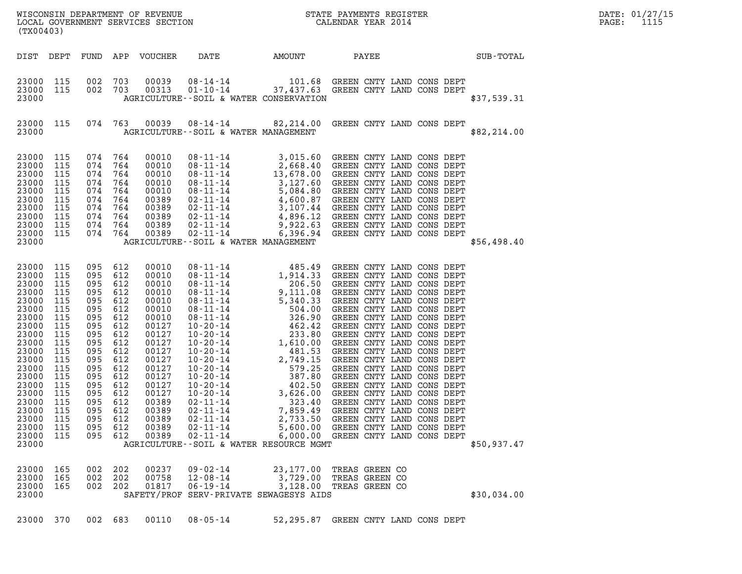WISCONSIN DEPARTMENT OF REVENUE
LOCAL GOVERNMENT SERVICES SECTION
(TX00403)

STATE PAYMENTS REGISTER
CALENDAR YEAR 2014

DATE: 01/27/15

| DIST | DEPT | FUND | APP | VOUCHER | DATE | AMOUNT | PAYEE | SUB-TOTAL |
|---|---|---|---|---|---|---|---|---|
| 23000 | 115 | 002 | 703 | 00039 | 08-14-14 | 101.68 | GREEN CNTY LAND CONS DEPT | |
| 23000 | 115 | 002 | 703 | 00313 | 01-10-14 | 37,437.63 | GREEN CNTY LAND CONS DEPT | |
| 23000 | | | | | | AGRICULTURE--SOIL & WATER CONSERVATION | | $37,539.31 |
| 23000 | 115 | 074 | 763 | 00039 | 08-14-14 | 82,214.00 | GREEN CNTY LAND CONS DEPT | |
| 23000 | | | | | | AGRICULTURE--SOIL & WATER MANAGEMENT | | $82,214.00 |
| 23000 | 115 | 074 | 764 | 00010 | 08-11-14 | 3,015.60 | GREEN CNTY LAND CONS DEPT | |
| 23000 | 115 | 074 | 764 | 00010 | 08-11-14 | 2,668.40 | GREEN CNTY LAND CONS DEPT | |
| 23000 | 115 | 074 | 764 | 00010 | 08-11-14 | 13,678.00 | GREEN CNTY LAND CONS DEPT | |
| 23000 | 115 | 074 | 764 | 00010 | 08-11-14 | 3,127.60 | GREEN CNTY LAND CONS DEPT | |
| 23000 | 115 | 074 | 764 | 00010 | 08-11-14 | 5,084.80 | GREEN CNTY LAND CONS DEPT | |
| 23000 | 115 | 074 | 764 | 00389 | 02-11-14 | 4,600.87 | GREEN CNTY LAND CONS DEPT | |
| 23000 | 115 | 074 | 764 | 00389 | 02-11-14 | 3,107.44 | GREEN CNTY LAND CONS DEPT | |
| 23000 | 115 | 074 | 764 | 00389 | 02-11-14 | 4,896.12 | GREEN CNTY LAND CONS DEPT | |
| 23000 | 115 | 074 | 764 | 00389 | 02-11-14 | 9,922.63 | GREEN CNTY LAND CONS DEPT | |
| 23000 | 115 | 074 | 764 | 00389 | 02-11-14 | 6,396.94 | GREEN CNTY LAND CONS DEPT | |
| 23000 | | | | | | AGRICULTURE--SOIL & WATER MANAGEMENT | | $56,498.40 |
| 23000 | 115 | 095 | 612 | 00010 | 08-11-14 | 485.49 | GREEN CNTY LAND CONS DEPT | |
| 23000 | 115 | 095 | 612 | 00010 | 08-11-14 | 1,914.33 | GREEN CNTY LAND CONS DEPT | |
| 23000 | 115 | 095 | 612 | 00010 | 08-11-14 | 206.50 | GREEN CNTY LAND CONS DEPT | |
| 23000 | 115 | 095 | 612 | 00010 | 08-11-14 | 9,111.08 | GREEN CNTY LAND CONS DEPT | |
| 23000 | 115 | 095 | 612 | 00010 | 08-11-14 | 5,340.33 | GREEN CNTY LAND CONS DEPT | |
| 23000 | 115 | 095 | 612 | 00010 | 08-11-14 | 504.00 | GREEN CNTY LAND CONS DEPT | |
| 23000 | 115 | 095 | 612 | 00010 | 08-11-14 | 326.90 | GREEN CNTY LAND CONS DEPT | |
| 23000 | 115 | 095 | 612 | 00127 | 10-20-14 | 462.42 | GREEN CNTY LAND CONS DEPT | |
| 23000 | 115 | 095 | 612 | 00127 | 10-20-14 | 233.80 | GREEN CNTY LAND CONS DEPT | |
| 23000 | 115 | 095 | 612 | 00127 | 10-20-14 | 1,610.00 | GREEN CNTY LAND CONS DEPT | |
| 23000 | 115 | 095 | 612 | 00127 | 10-20-14 | 481.53 | GREEN CNTY LAND CONS DEPT | |
| 23000 | 115 | 095 | 612 | 00127 | 10-20-14 | 2,749.15 | GREEN CNTY LAND CONS DEPT | |
| 23000 | 115 | 095 | 612 | 00127 | 10-20-14 | 579.25 | GREEN CNTY LAND CONS DEPT | |
| 23000 | 115 | 095 | 612 | 00127 | 10-20-14 | 387.80 | GREEN CNTY LAND CONS DEPT | |
| 23000 | 115 | 095 | 612 | 00127 | 10-20-14 | 402.50 | GREEN CNTY LAND CONS DEPT | |
| 23000 | 115 | 095 | 612 | 00127 | 10-20-14 | 3,626.00 | GREEN CNTY LAND CONS DEPT | |
| 23000 | 115 | 095 | 612 | 00389 | 02-11-14 | 323.40 | GREEN CNTY LAND CONS DEPT | |
| 23000 | 115 | 095 | 612 | 00389 | 02-11-14 | 7,859.49 | GREEN CNTY LAND CONS DEPT | |
| 23000 | 115 | 095 | 612 | 00389 | 02-11-14 | 2,733.50 | GREEN CNTY LAND CONS DEPT | |
| 23000 | 115 | 095 | 612 | 00389 | 02-11-14 | 5,600.00 | GREEN CNTY LAND CONS DEPT | |
| 23000 | 115 | 095 | 612 | 00389 | 02-11-14 | 6,000.00 | GREEN CNTY LAND CONS DEPT | |
| 23000 | | | | | | AGRICULTURE--SOIL & WATER RESOURCE MGMT | | $50,937.47 |
| 23000 | 165 | 002 | 202 | 00237 | 09-02-14 | 23,177.00 | TREAS GREEN CO | |
| 23000 | 165 | 002 | 202 | 00758 | 12-08-14 | 3,729.00 | TREAS GREEN CO | |
| 23000 | 165 | 002 | 202 | 01817 | 06-19-14 | 3,128.00 | TREAS GREEN CO | |
| 23000 | | | | | | SAFETY/PROF SERV-PRIVATE SEWAGESYS AIDS | | $30,034.00 |
| 23000 | 370 | 002 | 683 | 00110 | 08-05-14 | 52,295.87 | GREEN CNTY LAND CONS DEPT | |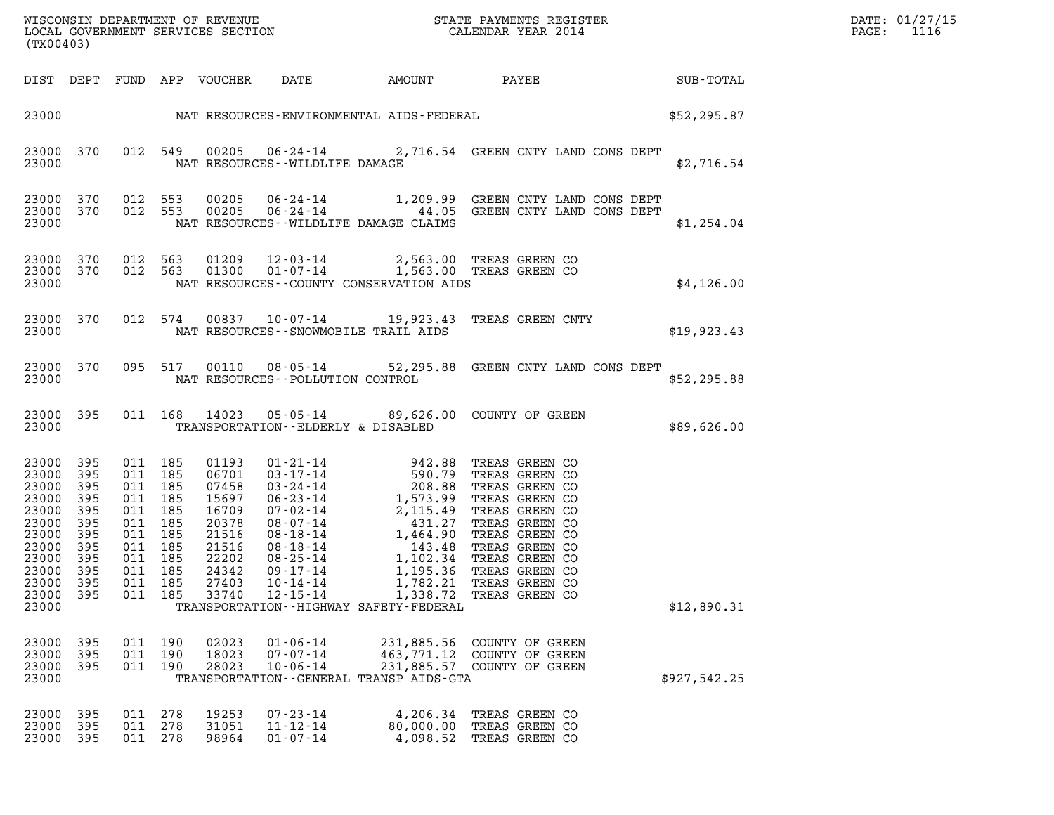| DIST | DEPT | FUND | APP | VOUCHER | DATE | AMOUNT | PAYEE | SUB-TOTAL |
|---|---|---|---|---|---|---|---|---|
| 23000 | | | | | NAT RESOURCES-ENVIRONMENTAL AIDS-FEDERAL | | | $52,295.87 |
| 23000 | 370 | 012 | 549 | 00205 | 06-24-14 | 2,716.54 | GREEN CNTY LAND CONS DEPT | |
| 23000 | | | | | NAT RESOURCES--WILDLIFE DAMAGE | | | $2,716.54 |
| 23000 | 370 | 012 | 553 | 00205 | 06-24-14 | 1,209.99 | GREEN CNTY LAND CONS DEPT | |
| 23000 | 370 | 012 | 553 | 00205 | 06-24-14 | 44.05 | GREEN CNTY LAND CONS DEPT | |
| 23000 | | | | | NAT RESOURCES--WILDLIFE DAMAGE CLAIMS | | | $1,254.04 |
| 23000 | 370 | 012 | 563 | 01209 | 12-03-14 | 2,563.00 | TREAS GREEN CO | |
| 23000 | 370 | 012 | 563 | 01300 | 01-07-14 | 1,563.00 | TREAS GREEN CO | |
| 23000 | | | | | NAT RESOURCES--COUNTY CONSERVATION AIDS | | | $4,126.00 |
| 23000 | 370 | 012 | 574 | 00837 | 10-07-14 | 19,923.43 | TREAS GREEN CNTY | |
| 23000 | | | | | NAT RESOURCES--SNOWMOBILE TRAIL AIDS | | | $19,923.43 |
| 23000 | 370 | 095 | 517 | 00110 | 08-05-14 | 52,295.88 | GREEN CNTY LAND CONS DEPT | |
| 23000 | | | | | NAT RESOURCES--POLLUTION CONTROL | | | $52,295.88 |
| 23000 | 395 | 011 | 168 | 14023 | 05-05-14 | 89,626.00 | COUNTY OF GREEN | |
| 23000 | | | | | TRANSPORTATION--ELDERLY & DISABLED | | | $89,626.00 |
| 23000 | 395 | 011 | 185 | 01193 | 01-21-14 | 942.88 | TREAS GREEN CO | |
| 23000 | 395 | 011 | 185 | 06701 | 03-17-14 | 590.79 | TREAS GREEN CO | |
| 23000 | 395 | 011 | 185 | 07458 | 03-24-14 | 208.88 | TREAS GREEN CO | |
| 23000 | 395 | 011 | 185 | 15697 | 06-23-14 | 1,573.99 | TREAS GREEN CO | |
| 23000 | 395 | 011 | 185 | 16709 | 07-02-14 | 2,115.49 | TREAS GREEN CO | |
| 23000 | 395 | 011 | 185 | 20378 | 08-07-14 | 431.27 | TREAS GREEN CO | |
| 23000 | 395 | 011 | 185 | 21516 | 08-18-14 | 1,464.90 | TREAS GREEN CO | |
| 23000 | 395 | 011 | 185 | 21516 | 08-18-14 | 143.48 | TREAS GREEN CO | |
| 23000 | 395 | 011 | 185 | 22202 | 08-25-14 | 1,102.34 | TREAS GREEN CO | |
| 23000 | 395 | 011 | 185 | 24342 | 09-17-14 | 1,195.36 | TREAS GREEN CO | |
| 23000 | 395 | 011 | 185 | 27403 | 10-14-14 | 1,782.21 | TREAS GREEN CO | |
| 23000 | 395 | 011 | 185 | 33740 | 12-15-14 | 1,338.72 | TREAS GREEN CO | |
| 23000 | | | | | TRANSPORTATION--HIGHWAY SAFETY-FEDERAL | | | $12,890.31 |
| 23000 | 395 | 011 | 190 | 02023 | 01-06-14 | 231,885.56 | COUNTY OF GREEN | |
| 23000 | 395 | 011 | 190 | 18023 | 07-07-14 | 463,771.12 | COUNTY OF GREEN | |
| 23000 | 395 | 011 | 190 | 28023 | 10-06-14 | 231,885.57 | COUNTY OF GREEN | |
| 23000 | | | | | TRANSPORTATION--GENERAL TRANSP AIDS-GTA | | | $927,542.25 |
| 23000 | 395 | 011 | 278 | 19253 | 07-23-14 | 4,206.34 | TREAS GREEN CO | |
| 23000 | 395 | 011 | 278 | 31051 | 11-12-14 | 80,000.00 | TREAS GREEN CO | |
| 23000 | 395 | 011 | 278 | 98964 | 01-07-14 | 4,098.52 | TREAS GREEN CO | |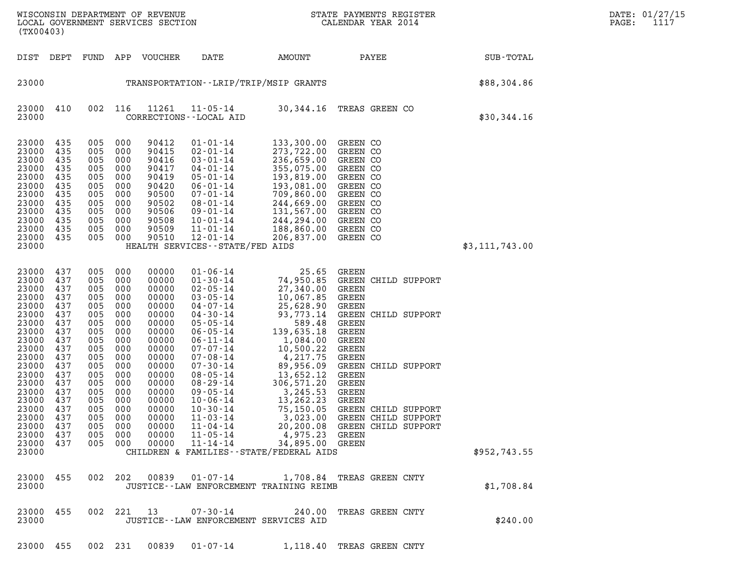| DIST | DEPT | FUND | APP | VOUCHER | DATE | AMOUNT | PAYEE | SUB-TOTAL |
|---|---|---|---|---|---|---|---|---|
| 23000 | | | | | TRANSPORTATION--LRIP/TRIP/MSIP GRANTS | | | $88,304.86 |
| 23000 | 410 | 002 | 116 | 11261 | 11-05-14 | 30,344.16 | TREAS GREEN CO | |
| 23000 | | | | | CORRECTIONS--LOCAL AID | | | $30,344.16 |
| 23000 | 435 | 005 | 000 | 90412 | 01-01-14 | 133,300.00 | GREEN CO | |
| 23000 | 435 | 005 | 000 | 90415 | 02-01-14 | 273,722.00 | GREEN CO | |
| 23000 | 435 | 005 | 000 | 90416 | 03-01-14 | 236,659.00 | GREEN CO | |
| 23000 | 435 | 005 | 000 | 90417 | 04-01-14 | 355,075.00 | GREEN CO | |
| 23000 | 435 | 005 | 000 | 90419 | 05-01-14 | 193,819.00 | GREEN CO | |
| 23000 | 435 | 005 | 000 | 90420 | 06-01-14 | 193,081.00 | GREEN CO | |
| 23000 | 435 | 005 | 000 | 90500 | 07-01-14 | 709,860.00 | GREEN CO | |
| 23000 | 435 | 005 | 000 | 90502 | 08-01-14 | 244,669.00 | GREEN CO | |
| 23000 | 435 | 005 | 000 | 90506 | 09-01-14 | 131,567.00 | GREEN CO | |
| 23000 | 435 | 005 | 000 | 90508 | 10-01-14 | 244,294.00 | GREEN CO | |
| 23000 | 435 | 005 | 000 | 90509 | 11-01-14 | 188,860.00 | GREEN CO | |
| 23000 | 435 | 005 | 000 | 90510 | 12-01-14 | 206,837.00 | GREEN CO | |
| 23000 | | | | | HEALTH SERVICES--STATE/FED AIDS | | | $3,111,743.00 |
| 23000 | 437 | 005 | 000 | 00000 | 01-06-14 | 25.65 | GREEN | |
| 23000 | 437 | 005 | 000 | 00000 | 01-30-14 | 74,950.85 | GREEN CHILD SUPPORT | |
| 23000 | 437 | 005 | 000 | 00000 | 02-05-14 | 27,340.00 | GREEN | |
| 23000 | 437 | 005 | 000 | 00000 | 03-05-14 | 10,067.85 | GREEN | |
| 23000 | 437 | 005 | 000 | 00000 | 04-07-14 | 25,628.90 | GREEN | |
| 23000 | 437 | 005 | 000 | 00000 | 04-30-14 | 93,773.14 | GREEN CHILD SUPPORT | |
| 23000 | 437 | 005 | 000 | 00000 | 05-05-14 | 589.48 | GREEN | |
| 23000 | 437 | 005 | 000 | 00000 | 06-05-14 | 139,635.18 | GREEN | |
| 23000 | 437 | 005 | 000 | 00000 | 06-11-14 | 1,084.00 | GREEN | |
| 23000 | 437 | 005 | 000 | 00000 | 07-07-14 | 10,500.22 | GREEN | |
| 23000 | 437 | 005 | 000 | 00000 | 07-08-14 | 4,217.75 | GREEN | |
| 23000 | 437 | 005 | 000 | 00000 | 07-30-14 | 89,956.09 | GREEN CHILD SUPPORT | |
| 23000 | 437 | 005 | 000 | 00000 | 08-05-14 | 13,652.12 | GREEN | |
| 23000 | 437 | 005 | 000 | 00000 | 08-29-14 | 306,571.20 | GREEN | |
| 23000 | 437 | 005 | 000 | 00000 | 09-05-14 | 3,245.53 | GREEN | |
| 23000 | 437 | 005 | 000 | 00000 | 10-06-14 | 13,262.23 | GREEN | |
| 23000 | 437 | 005 | 000 | 00000 | 10-30-14 | 75,150.05 | GREEN CHILD SUPPORT | |
| 23000 | 437 | 005 | 000 | 00000 | 11-03-14 | 3,023.00 | GREEN CHILD SUPPORT | |
| 23000 | 437 | 005 | 000 | 00000 | 11-04-14 | 20,200.08 | GREEN CHILD SUPPORT | |
| 23000 | 437 | 005 | 000 | 00000 | 11-05-14 | 4,975.23 | GREEN | |
| 23000 | 437 | 005 | 000 | 00000 | 11-14-14 | 34,895.00 | GREEN | |
| 23000 | | | | | CHILDREN & FAMILIES--STATE/FEDERAL AIDS | | | $952,743.55 |
| 23000 | 455 | 002 | 202 | 00839 | 01-07-14 | 1,708.84 | TREAS GREEN CNTY | |
| 23000 | | | | | JUSTICE--LAW ENFORCEMENT TRAINING REIMB | | | $1,708.84 |
| 23000 | 455 | 002 | 221 | 13 | 07-30-14 | 240.00 | TREAS GREEN CNTY | |
| 23000 | | | | | JUSTICE--LAW ENFORCEMENT SERVICES AID | | | $240.00 |
| 23000 | 455 | 002 | 231 | 00839 | 01-07-14 | 1,118.40 | TREAS GREEN CNTY | |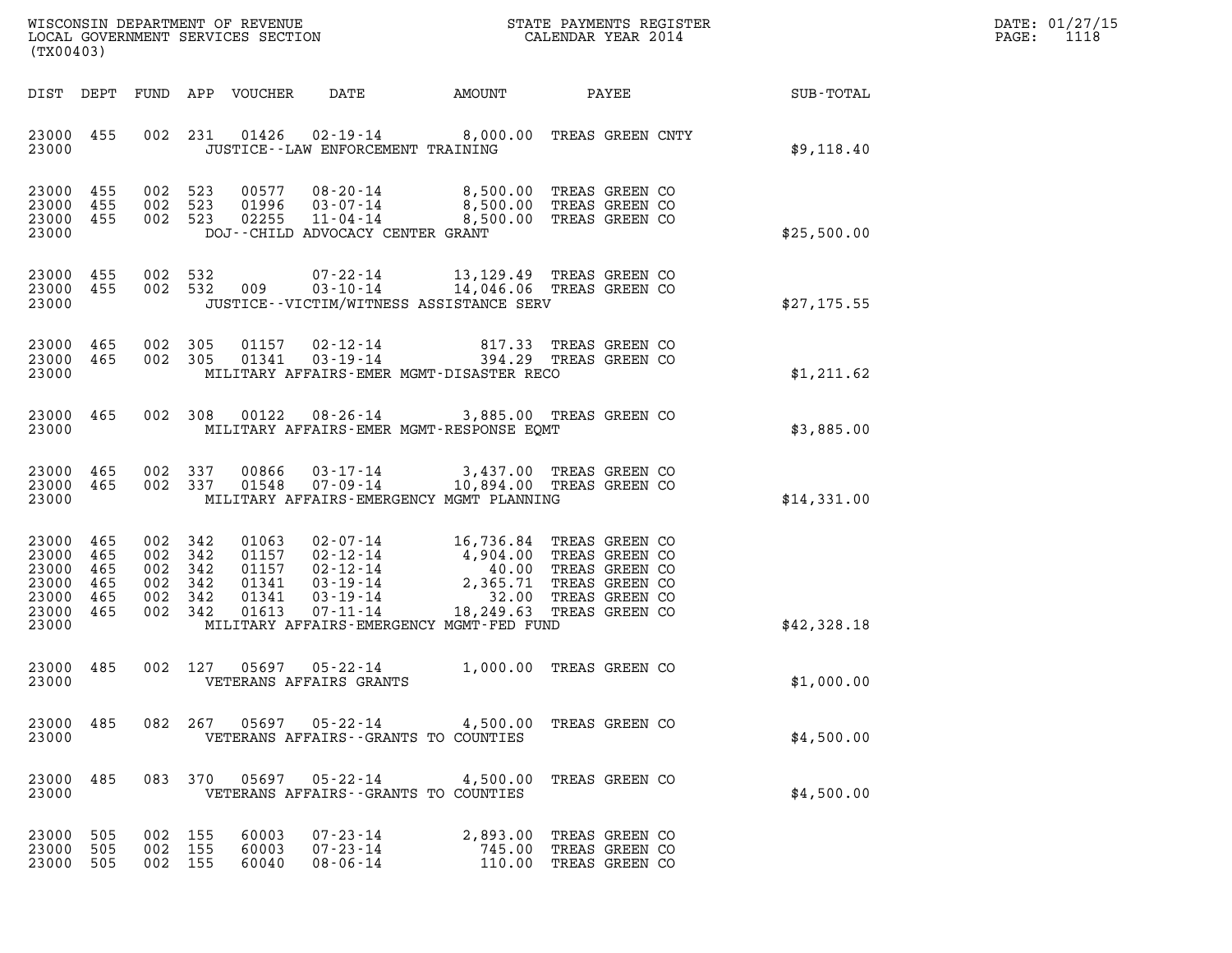| DIST | DEPT | FUND | APP | VOUCHER | DATE | AMOUNT | PAYEE | SUB-TOTAL |
|---|---|---|---|---|---|---|---|---|
| 23000 | 455 | 002 | 231 | 01426 | 02-19-14 | 8,000.00 | TREAS GREEN CNTY | |
| 23000 | | | | | JUSTICE--LAW ENFORCEMENT TRAINING | | | $9,118.40 |
| 23000 | 455 | 002 | 523 | 00577 | 08-20-14 | 8,500.00 | TREAS GREEN CO | |
| 23000 | 455 | 002 | 523 | 01996 | 03-07-14 | 8,500.00 | TREAS GREEN CO | |
| 23000 | 455 | 002 | 523 | 02255 | 11-04-14 | 8,500.00 | TREAS GREEN CO | |
| 23000 | | | | | DOJ--CHILD ADVOCACY CENTER GRANT | | | $25,500.00 |
| 23000 | 455 | 002 | 532 | | 07-22-14 | 13,129.49 | TREAS GREEN CO | |
| 23000 | 455 | 002 | 532 | 009 | 03-10-14 | 14,046.06 | TREAS GREEN CO | |
| 23000 | | | | | JUSTICE--VICTIM/WITNESS ASSISTANCE SERV | | | $27,175.55 |
| 23000 | 465 | 002 | 305 | 01157 | 02-12-14 | 817.33 | TREAS GREEN CO | |
| 23000 | 465 | 002 | 305 | 01341 | 03-19-14 | 394.29 | TREAS GREEN CO | |
| 23000 | | | | | MILITARY AFFAIRS-EMER MGMT-DISASTER RECO | | | $1,211.62 |
| 23000 | 465 | 002 | 308 | 00122 | 08-26-14 | 3,885.00 | TREAS GREEN CO | |
| 23000 | | | | | MILITARY AFFAIRS-EMER MGMT-RESPONSE EQMT | | | $3,885.00 |
| 23000 | 465 | 002 | 337 | 00866 | 03-17-14 | 3,437.00 | TREAS GREEN CO | |
| 23000 | 465 | 002 | 337 | 01548 | 07-09-14 | 10,894.00 | TREAS GREEN CO | |
| 23000 | | | | | MILITARY AFFAIRS-EMERGENCY MGMT PLANNING | | | $14,331.00 |
| 23000 | 465 | 002 | 342 | 01063 | 02-07-14 | 16,736.84 | TREAS GREEN CO | |
| 23000 | 465 | 002 | 342 | 01157 | 02-12-14 | 4,904.00 | TREAS GREEN CO | |
| 23000 | 465 | 002 | 342 | 01157 | 02-12-14 | 40.00 | TREAS GREEN CO | |
| 23000 | 465 | 002 | 342 | 01341 | 03-19-14 | 2,365.71 | TREAS GREEN CO | |
| 23000 | 465 | 002 | 342 | 01341 | 03-19-14 | 32.00 | TREAS GREEN CO | |
| 23000 | 465 | 002 | 342 | 01613 | 07-11-14 | 18,249.63 | TREAS GREEN CO | |
| 23000 | | | | | MILITARY AFFAIRS-EMERGENCY MGMT-FED FUND | | | $42,328.18 |
| 23000 | 485 | 002 | 127 | 05697 | 05-22-14 | 1,000.00 | TREAS GREEN CO | |
| 23000 | | | | | VETERANS AFFAIRS GRANTS | | | $1,000.00 |
| 23000 | 485 | 082 | 267 | 05697 | 05-22-14 | 4,500.00 | TREAS GREEN CO | |
| 23000 | | | | | VETERANS AFFAIRS--GRANTS TO COUNTIES | | | $4,500.00 |
| 23000 | 485 | 083 | 370 | 05697 | 05-22-14 | 4,500.00 | TREAS GREEN CO | |
| 23000 | | | | | VETERANS AFFAIRS--GRANTS TO COUNTIES | | | $4,500.00 |
| 23000 | 505 | 002 | 155 | 60003 | 07-23-14 | 2,893.00 | TREAS GREEN CO | |
| 23000 | 505 | 002 | 155 | 60003 | 07-23-14 | 745.00 | TREAS GREEN CO | |
| 23000 | 505 | 002 | 155 | 60040 | 08-06-14 | 110.00 | TREAS GREEN CO | |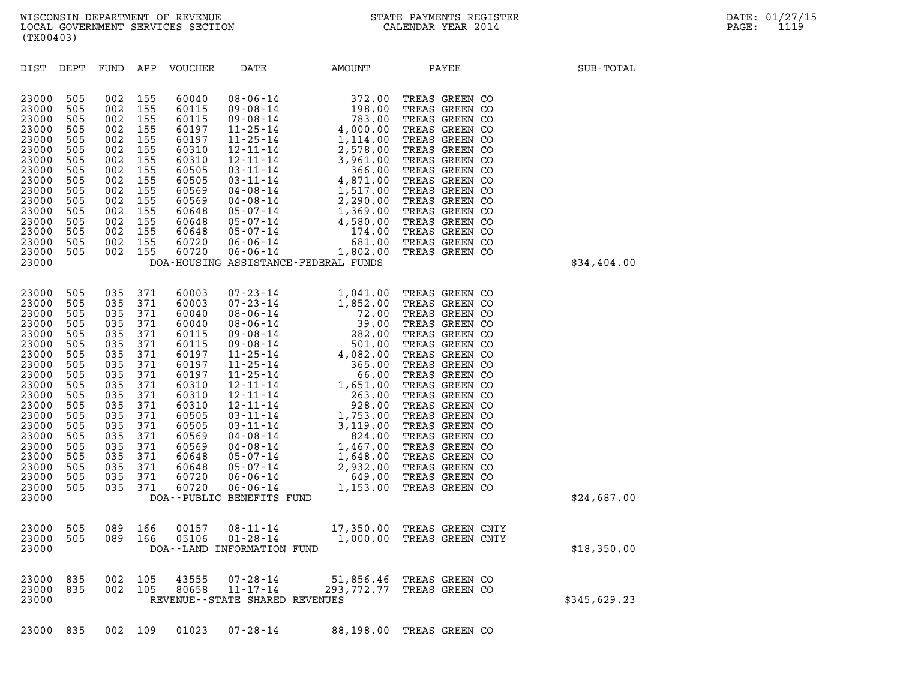WISCONSIN DEPARTMENT OF REVENUE
LOCAL GOVERNMENT SERVICES SECTION
(TX00403)

STATE PAYMENTS REGISTER
CALENDAR YEAR 2014

DATE: 01/27/15
PAGE: 1119

| DIST | DEPT | FUND | APP | VOUCHER | DATE | AMOUNT | PAYEE | SUB-TOTAL |
|---|---|---|---|---|---|---|---|---|
| 23000 | 505 | 002 | 155 | 60040 | 08-06-14 | 372.00 | TREAS GREEN CO | |
| 23000 | 505 | 002 | 155 | 60115 | 09-08-14 | 198.00 | TREAS GREEN CO | |
| 23000 | 505 | 002 | 155 | 60115 | 09-08-14 | 783.00 | TREAS GREEN CO | |
| 23000 | 505 | 002 | 155 | 60197 | 11-25-14 | 4,000.00 | TREAS GREEN CO | |
| 23000 | 505 | 002 | 155 | 60197 | 11-25-14 | 1,114.00 | TREAS GREEN CO | |
| 23000 | 505 | 002 | 155 | 60310 | 12-11-14 | 2,578.00 | TREAS GREEN CO | |
| 23000 | 505 | 002 | 155 | 60310 | 12-11-14 | 3,961.00 | TREAS GREEN CO | |
| 23000 | 505 | 002 | 155 | 60505 | 03-11-14 | 366.00 | TREAS GREEN CO | |
| 23000 | 505 | 002 | 155 | 60505 | 03-11-14 | 4,871.00 | TREAS GREEN CO | |
| 23000 | 505 | 002 | 155 | 60569 | 04-08-14 | 1,517.00 | TREAS GREEN CO | |
| 23000 | 505 | 002 | 155 | 60569 | 04-08-14 | 2,290.00 | TREAS GREEN CO | |
| 23000 | 505 | 002 | 155 | 60648 | 05-07-14 | 1,369.00 | TREAS GREEN CO | |
| 23000 | 505 | 002 | 155 | 60648 | 05-07-14 | 4,580.00 | TREAS GREEN CO | |
| 23000 | 505 | 002 | 155 | 60648 | 05-07-14 | 174.00 | TREAS GREEN CO | |
| 23000 | 505 | 002 | 155 | 60720 | 06-06-14 | 681.00 | TREAS GREEN CO | |
| 23000 | 505 | 002 | 155 | 60720 | 06-06-14 | 1,802.00 | TREAS GREEN CO | |
| 23000 | | | | DOA-HOUSING ASSISTANCE-FEDERAL FUNDS | | | | $34,404.00 |
| 23000 | 505 | 035 | 371 | 60003 | 07-23-14 | 1,041.00 | TREAS GREEN CO | |
| 23000 | 505 | 035 | 371 | 60003 | 07-23-14 | 1,852.00 | TREAS GREEN CO | |
| 23000 | 505 | 035 | 371 | 60040 | 08-06-14 | 72.00 | TREAS GREEN CO | |
| 23000 | 505 | 035 | 371 | 60040 | 08-06-14 | 39.00 | TREAS GREEN CO | |
| 23000 | 505 | 035 | 371 | 60115 | 09-08-14 | 282.00 | TREAS GREEN CO | |
| 23000 | 505 | 035 | 371 | 60115 | 09-08-14 | 501.00 | TREAS GREEN CO | |
| 23000 | 505 | 035 | 371 | 60197 | 11-25-14 | 4,082.00 | TREAS GREEN CO | |
| 23000 | 505 | 035 | 371 | 60197 | 11-25-14 | 365.00 | TREAS GREEN CO | |
| 23000 | 505 | 035 | 371 | 60197 | 11-25-14 | 66.00 | TREAS GREEN CO | |
| 23000 | 505 | 035 | 371 | 60310 | 12-11-14 | 1,651.00 | TREAS GREEN CO | |
| 23000 | 505 | 035 | 371 | 60310 | 12-11-14 | 263.00 | TREAS GREEN CO | |
| 23000 | 505 | 035 | 371 | 60310 | 12-11-14 | 928.00 | TREAS GREEN CO | |
| 23000 | 505 | 035 | 371 | 60505 | 03-11-14 | 1,753.00 | TREAS GREEN CO | |
| 23000 | 505 | 035 | 371 | 60505 | 03-11-14 | 3,119.00 | TREAS GREEN CO | |
| 23000 | 505 | 035 | 371 | 60569 | 04-08-14 | 824.00 | TREAS GREEN CO | |
| 23000 | 505 | 035 | 371 | 60569 | 04-08-14 | 1,467.00 | TREAS GREEN CO | |
| 23000 | 505 | 035 | 371 | 60648 | 05-07-14 | 1,648.00 | TREAS GREEN CO | |
| 23000 | 505 | 035 | 371 | 60648 | 05-07-14 | 2,932.00 | TREAS GREEN CO | |
| 23000 | 505 | 035 | 371 | 60720 | 06-06-14 | 649.00 | TREAS GREEN CO | |
| 23000 | 505 | 035 | 371 | 60720 | 06-06-14 | 1,153.00 | TREAS GREEN CO | |
| 23000 | | | | DOA--PUBLIC BENEFITS FUND | | | | $24,687.00 |
| 23000 | 505 | 089 | 166 | 00157 | 08-11-14 | 17,350.00 | TREAS GREEN CNTY | |
| 23000 | 505 | 089 | 166 | 05106 | 01-28-14 | 1,000.00 | TREAS GREEN CNTY | |
| 23000 | | | | DOA--LAND INFORMATION FUND | | | | $18,350.00 |
| 23000 | 835 | 002 | 105 | 43555 | 07-28-14 | 51,856.46 | TREAS GREEN CO | |
| 23000 | 835 | 002 | 105 | 80658 | 11-17-14 | 293,772.77 | TREAS GREEN CO | |
| 23000 | | | | REVENUE--STATE SHARED REVENUES | | | | $345,629.23 |
| 23000 | 835 | 002 | 109 | 01023 | 07-28-14 | 88,198.00 | TREAS GREEN CO | |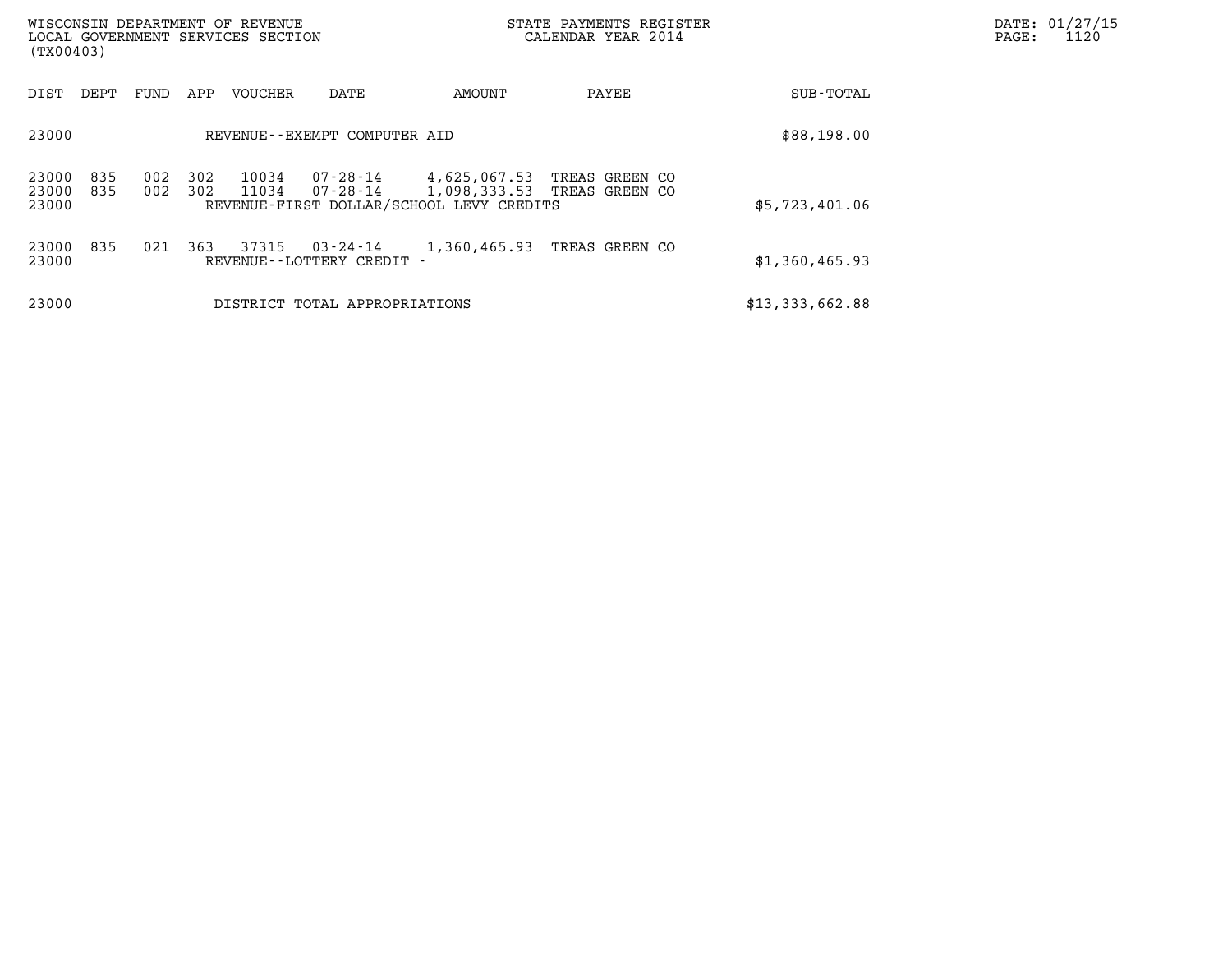WISCONSIN DEPARTMENT OF REVENUE
LOCAL GOVERNMENT SERVICES SECTION
(TX00403)

STATE PAYMENTS REGISTER
CALENDAR YEAR 2014

DATE: 01/27/15

| DIST | DEPT | FUND | APP | VOUCHER | DATE | AMOUNT | PAYEE | SUB-TOTAL |
|---|---|---|---|---|---|---|---|---|
| 23000 | | | | REVENUE--EXEMPT COMPUTER AID | | | | $88,198.00 |
| 23000 | 835 | 002 | 302 | 10034 | 07-28-14 | 4,625,067.53 | TREAS GREEN CO | |
| 23000 | 835 | 002 | 302 | 11034 | 07-28-14 | 1,098,333.53 | TREAS GREEN CO | |
| 23000 | | | | REVENUE-FIRST DOLLAR/SCHOOL LEVY CREDITS | | | | $5,723,401.06 |
| 23000 | 835 | 021 | 363 | 37315 | 03-24-14 | 1,360,465.93 | TREAS GREEN CO | |
| 23000 | | | | REVENUE--LOTTERY CREDIT - | | | | $1,360,465.93 |
| 23000 | | | | DISTRICT TOTAL APPROPRIATIONS | | | | $13,333,662.88 |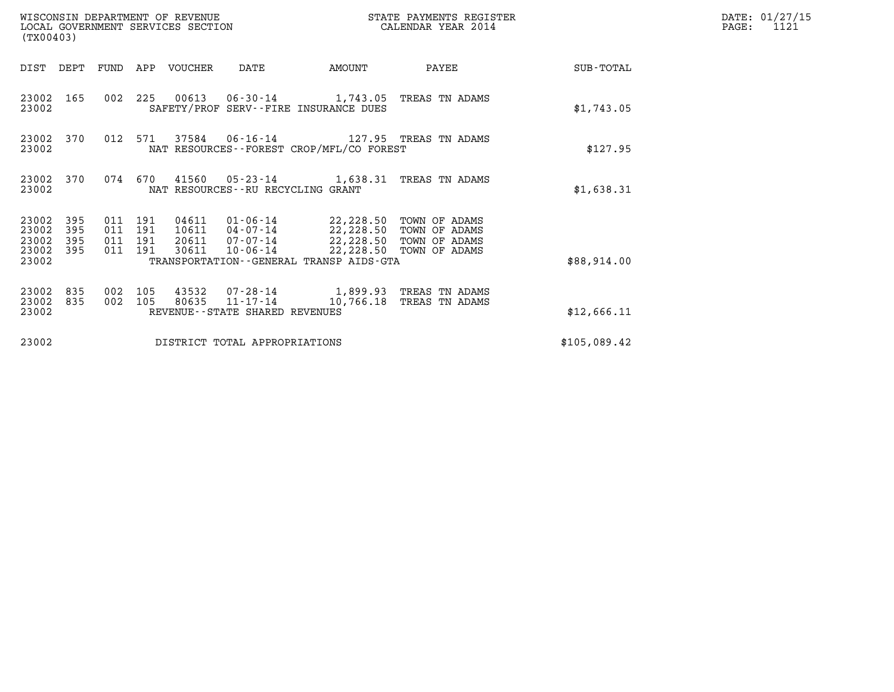WISCONSIN DEPARTMENT OF REVENUE
LOCAL GOVERNMENT SERVICES SECTION
(TX00403)

STATE PAYMENTS REGISTER
CALENDAR YEAR 2014

DATE: 01/27/15
PAGE: 1121

| DIST | DEPT | FUND | APP | VOUCHER | DATE | AMOUNT | PAYEE | SUB-TOTAL |
|---|---|---|---|---|---|---|---|---|
| 23002 | 165 | 002 | 225 | 00613 | 06-30-14 | 1,743.05 | TREAS TN ADAMS | |
| 23002 | | | | SAFETY/PROF SERV--FIRE INSURANCE DUES | | | | $1,743.05 |
| 23002 | 370 | 012 | 571 | 37584 | 06-16-14 | 127.95 | TREAS TN ADAMS | |
| 23002 | | | | NAT RESOURCES--FOREST CROP/MFL/CO FOREST | | | | $127.95 |
| 23002 | 370 | 074 | 670 | 41560 | 05-23-14 | 1,638.31 | TREAS TN ADAMS | |
| 23002 | | | | NAT RESOURCES--RU RECYCLING GRANT | | | | $1,638.31 |
| 23002 | 395 | 011 | 191 | 04611 | 01-06-14 | 22,228.50 | TOWN OF ADAMS | |
| 23002 | 395 | 011 | 191 | 10611 | 04-07-14 | 22,228.50 | TOWN OF ADAMS | |
| 23002 | 395 | 011 | 191 | 20611 | 07-07-14 | 22,228.50 | TOWN OF ADAMS | |
| 23002 | 395 | 011 | 191 | 30611 | 10-06-14 | 22,228.50 | TOWN OF ADAMS | |
| 23002 | | | | TRANSPORTATION--GENERAL TRANSP AIDS-GTA | | | | $88,914.00 |
| 23002 | 835 | 002 | 105 | 43532 | 07-28-14 | 1,899.93 | TREAS TN ADAMS | |
| 23002 | 835 | 002 | 105 | 80635 | 11-17-14 | 10,766.18 | TREAS TN ADAMS | |
| 23002 | | | | REVENUE--STATE SHARED REVENUES | | | | $12,666.11 |
| 23002 | | | | DISTRICT TOTAL APPROPRIATIONS | | | | $105,089.42 |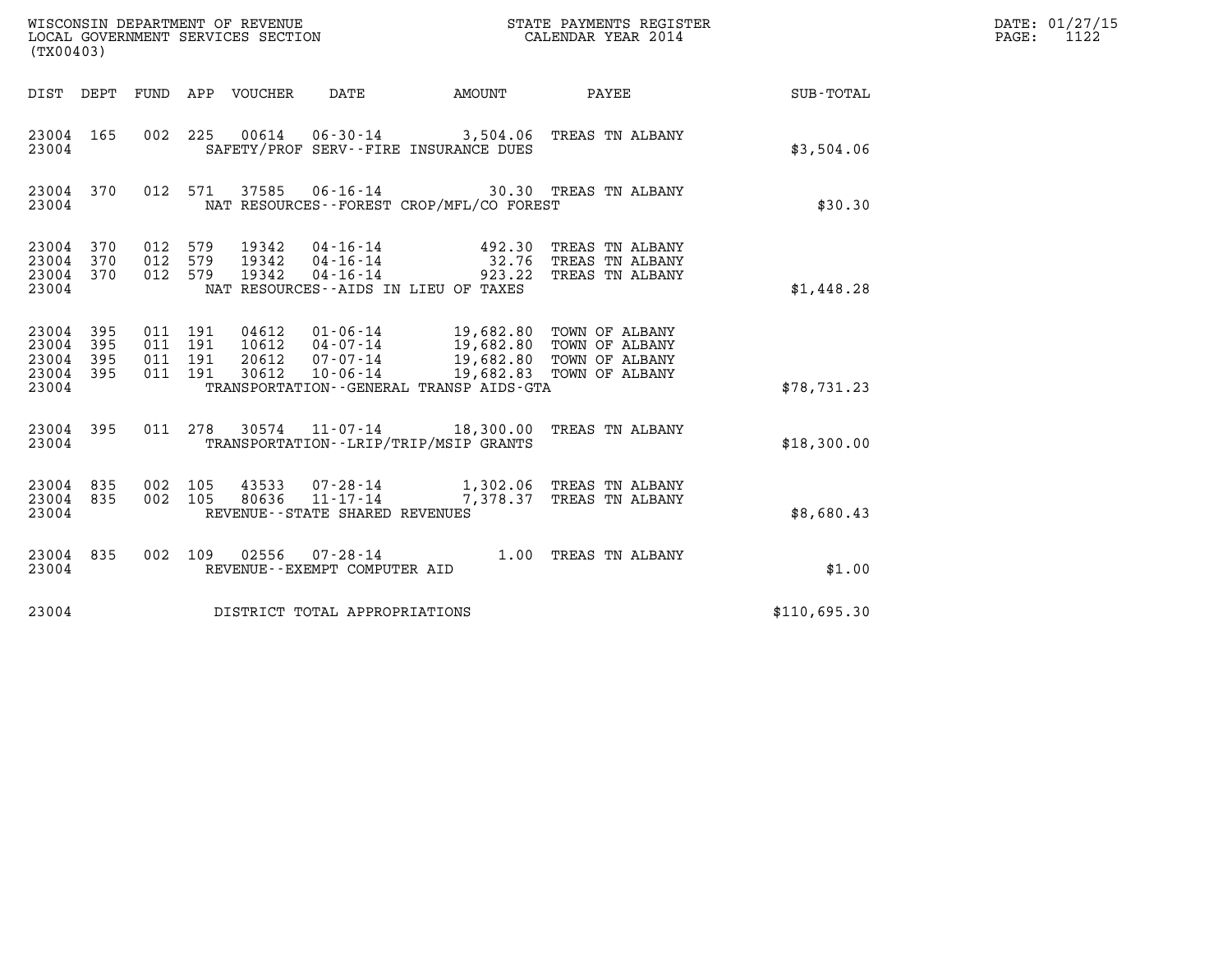WISCONSIN DEPARTMENT OF REVENUE
LOCAL GOVERNMENT SERVICES SECTION
(TX00403)

STATE PAYMENTS REGISTER
CALENDAR YEAR 2014

DATE: 01/27/15
PAGE: 1122

| DIST | DEPT | FUND | APP | VOUCHER | DATE | AMOUNT | PAYEE | SUB-TOTAL |
|---|---|---|---|---|---|---|---|---|
| 23004 | 165 | 002 | 225 | 00614 | 06-30-14 | 3,504.06 | TREAS TN ALBANY | |
| 23004 | | | | | SAFETY/PROF SERV--FIRE INSURANCE DUES | | | $3,504.06 |
| 23004 | 370 | 012 | 571 | 37585 | 06-16-14 | 30.30 | TREAS TN ALBANY | |
| 23004 | | | | | NAT RESOURCES--FOREST CROP/MFL/CO FOREST | | | $30.30 |
| 23004 | 370 | 012 | 579 | 19342 | 04-16-14 | 492.30 | TREAS TN ALBANY | |
| 23004 | 370 | 012 | 579 | 19342 | 04-16-14 | 32.76 | TREAS TN ALBANY | |
| 23004 | 370 | 012 | 579 | 19342 | 04-16-14 | 923.22 | TREAS TN ALBANY | |
| 23004 | | | | | NAT RESOURCES--AIDS IN LIEU OF TAXES | | | $1,448.28 |
| 23004 | 395 | 011 | 191 | 04612 | 01-06-14 | 19,682.80 | TOWN OF ALBANY | |
| 23004 | 395 | 011 | 191 | 10612 | 04-07-14 | 19,682.80 | TOWN OF ALBANY | |
| 23004 | 395 | 011 | 191 | 20612 | 07-07-14 | 19,682.80 | TOWN OF ALBANY | |
| 23004 | 395 | 011 | 191 | 30612 | 10-06-14 | 19,682.83 | TOWN OF ALBANY | |
| 23004 | | | | | TRANSPORTATION--GENERAL TRANSP AIDS-GTA | | | $78,731.23 |
| 23004 | 395 | 011 | 278 | 30574 | 11-07-14 | 18,300.00 | TREAS TN ALBANY | |
| 23004 | | | | | TRANSPORTATION--LRIP/TRIP/MSIP GRANTS | | | $18,300.00 |
| 23004 | 835 | 002 | 105 | 43533 | 07-28-14 | 1,302.06 | TREAS TN ALBANY | |
| 23004 | 835 | 002 | 105 | 80636 | 11-17-14 | 7,378.37 | TREAS TN ALBANY | |
| 23004 | | | | | REVENUE--STATE SHARED REVENUES | | | $8,680.43 |
| 23004 | 835 | 002 | 109 | 02556 | 07-28-14 | 1.00 | TREAS TN ALBANY | |
| 23004 | | | | | REVENUE--EXEMPT COMPUTER AID | | | $1.00 |
| 23004 | | | | | DISTRICT TOTAL APPROPRIATIONS | | | $110,695.30 |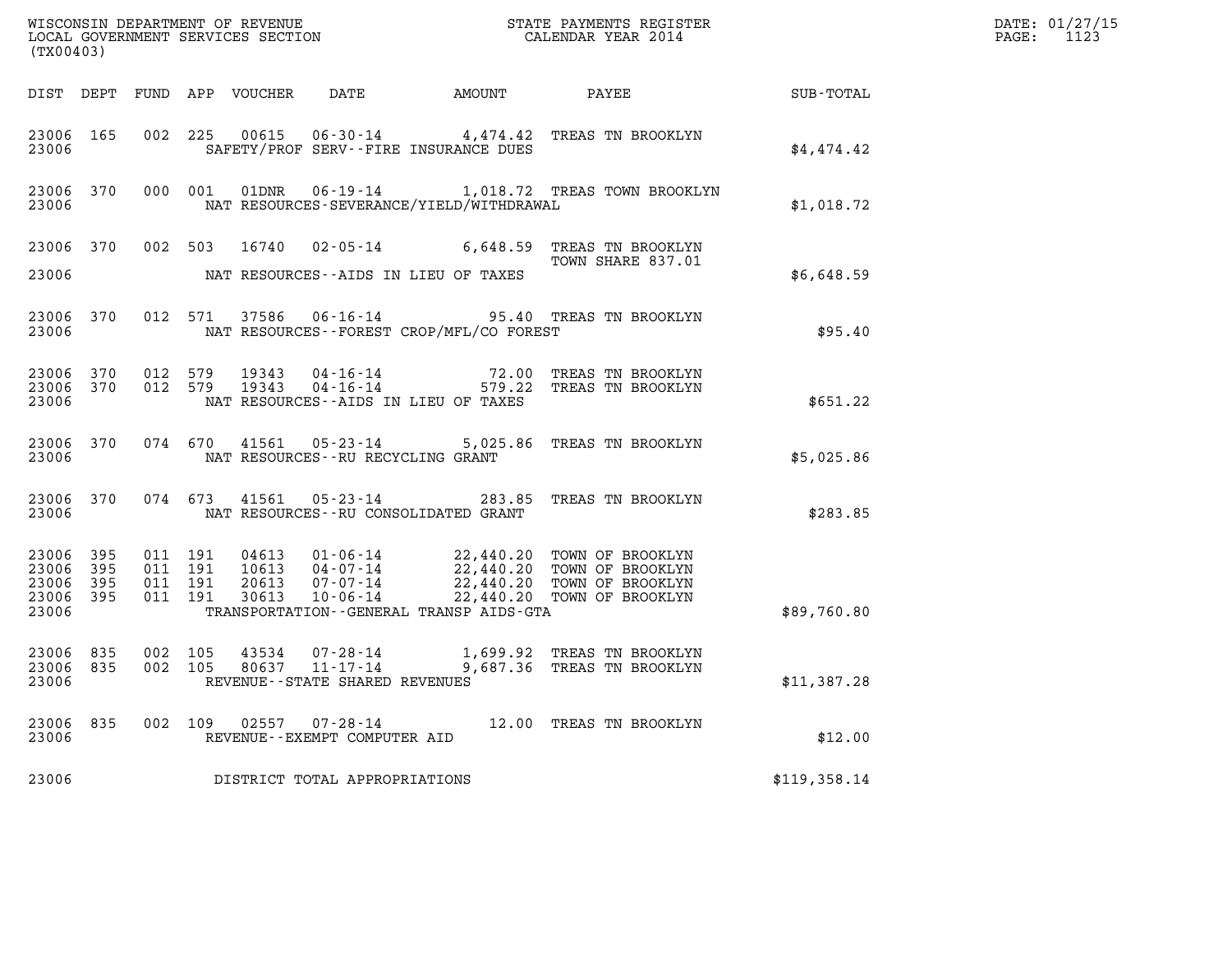WISCONSIN DEPARTMENT OF REVENUE
LOCAL GOVERNMENT SERVICES SECTION
(TX00403)

STATE PAYMENTS REGISTER
CALENDAR YEAR 2014

DATE: 01/27/15
PAGE: 1123

| DIST | DEPT | FUND | APP | VOUCHER | DATE | AMOUNT | PAYEE | SUB-TOTAL |
|---|---|---|---|---|---|---|---|---|
| 23006 | 165 | 002 | 225 | 00615 | 06-30-14 | 4,474.42 | TREAS TN BROOKLYN | |
| 23006 | | | | SAFETY/PROF SERV--FIRE INSURANCE DUES | | | | $4,474.42 |
| 23006 | 370 | 000 | 001 | 01DNR | 06-19-14 | 1,018.72 | TREAS TOWN BROOKLYN | |
| 23006 | | | | NAT RESOURCES-SEVERANCE/YIELD/WITHDRAWAL | | | | $1,018.72 |
| 23006 | 370 | 002 | 503 | 16740 | 02-05-14 | 6,648.59 | TREAS TN BROOKLYN TOWN SHARE 837.01 | |
| 23006 | | | | NAT RESOURCES--AIDS IN LIEU OF TAXES | | | | $6,648.59 |
| 23006 | 370 | 012 | 571 | 37586 | 06-16-14 | 95.40 | TREAS TN BROOKLYN | |
| 23006 | | | | NAT RESOURCES--FOREST CROP/MFL/CO FOREST | | | | $95.40 |
| 23006 | 370 | 012 | 579 | 19343 | 04-16-14 | 72.00 | TREAS TN BROOKLYN | |
| 23006 | 370 | 012 | 579 | 19343 | 04-16-14 | 579.22 | TREAS TN BROOKLYN | |
| 23006 | | | | NAT RESOURCES--AIDS IN LIEU OF TAXES | | | | $651.22 |
| 23006 | 370 | 074 | 670 | 41561 | 05-23-14 | 5,025.86 | TREAS TN BROOKLYN | |
| 23006 | | | | NAT RESOURCES--RU RECYCLING GRANT | | | | $5,025.86 |
| 23006 | 370 | 074 | 673 | 41561 | 05-23-14 | 283.85 | TREAS TN BROOKLYN | |
| 23006 | | | | NAT RESOURCES--RU CONSOLIDATED GRANT | | | | $283.85 |
| 23006 | 395 | 011 | 191 | 04613 | 01-06-14 | 22,440.20 | TOWN OF BROOKLYN | |
| 23006 | 395 | 011 | 191 | 10613 | 04-07-14 | 22,440.20 | TOWN OF BROOKLYN | |
| 23006 | 395 | 011 | 191 | 20613 | 07-07-14 | 22,440.20 | TOWN OF BROOKLYN | |
| 23006 | 395 | 011 | 191 | 30613 | 10-06-14 | 22,440.20 | TOWN OF BROOKLYN | |
| 23006 | | | | TRANSPORTATION--GENERAL TRANSP AIDS-GTA | | | | $89,760.80 |
| 23006 | 835 | 002 | 105 | 43534 | 07-28-14 | 1,699.92 | TREAS TN BROOKLYN | |
| 23006 | 835 | 002 | 105 | 80637 | 11-17-14 | 9,687.36 | TREAS TN BROOKLYN | |
| 23006 | | | | REVENUE--STATE SHARED REVENUES | | | | $11,387.28 |
| 23006 | 835 | 002 | 109 | 02557 | 07-28-14 | 12.00 | TREAS TN BROOKLYN | |
| 23006 | | | | REVENUE--EXEMPT COMPUTER AID | | | | $12.00 |
| 23006 | | | | DISTRICT TOTAL APPROPRIATIONS | | | | $119,358.14 |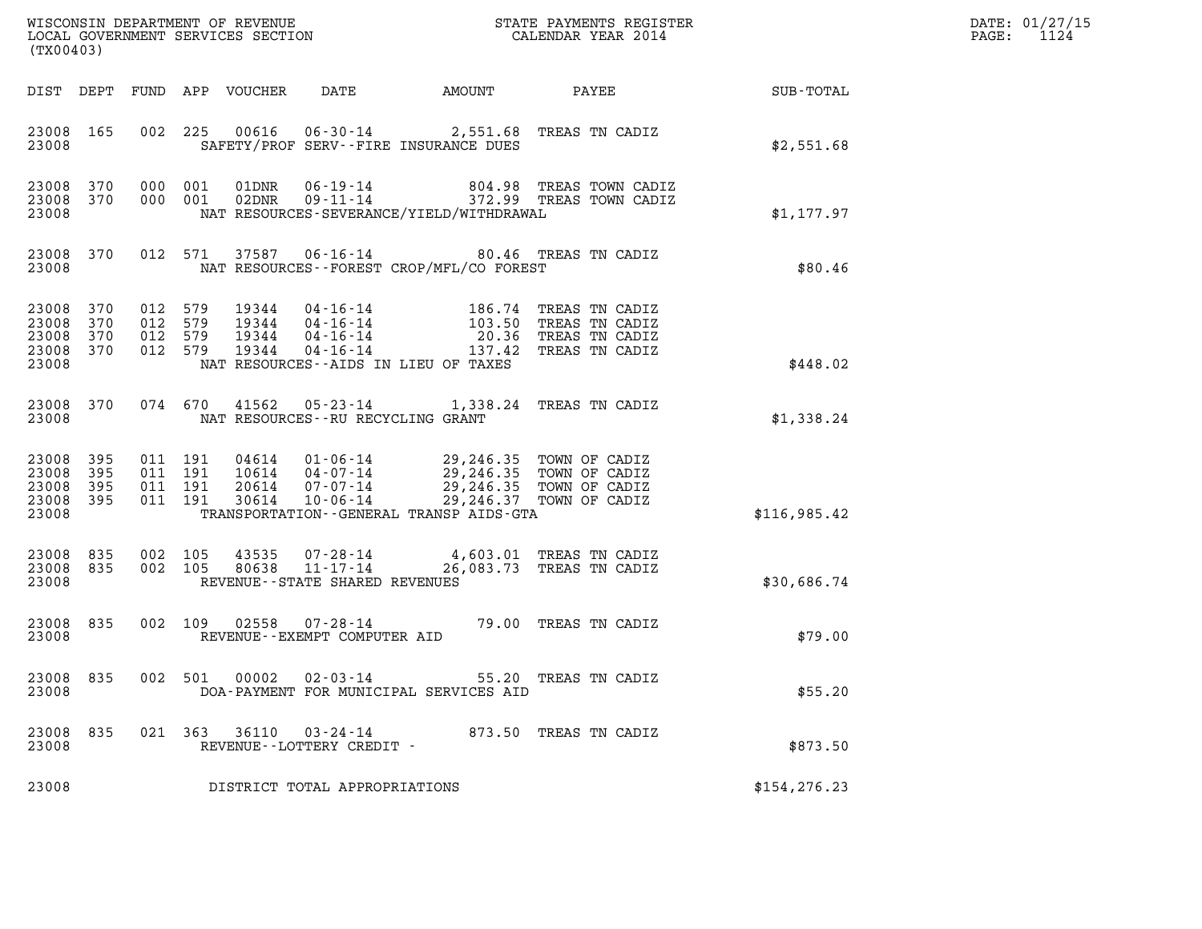WISCONSIN DEPARTMENT OF REVENUE
LOCAL GOVERNMENT SERVICES SECTION
(TX00403)

STATE PAYMENTS REGISTER
CALENDAR YEAR 2014

DATE: 01/27/15

| DIST | DEPT | FUND | APP | VOUCHER | DATE | AMOUNT | PAYEE | SUB-TOTAL |
|---|---|---|---|---|---|---|---|---|
| 23008 | 165 | 002 | 225 | 00616 | 06-30-14 | 2,551.68 | TREAS TN CADIZ | |
| 23008 | | | | | SAFETY/PROF SERV--FIRE INSURANCE DUES | | | $2,551.68 |
| 23008 | 370 | 000 | 001 | 01DNR | 06-19-14 | 804.98 | TREAS TOWN CADIZ | |
| 23008 | 370 | 000 | 001 | 02DNR | 09-11-14 | 372.99 | TREAS TOWN CADIZ | |
| 23008 | | | | | NAT RESOURCES-SEVERANCE/YIELD/WITHDRAWAL | | | $1,177.97 |
| 23008 | 370 | 012 | 571 | 37587 | 06-16-14 | 80.46 | TREAS TN CADIZ | |
| 23008 | | | | | NAT RESOURCES--FOREST CROP/MFL/CO FOREST | | | $80.46 |
| 23008 | 370 | 012 | 579 | 19344 | 04-16-14 | 186.74 | TREAS TN CADIZ | |
| 23008 | 370 | 012 | 579 | 19344 | 04-16-14 | 103.50 | TREAS TN CADIZ | |
| 23008 | 370 | 012 | 579 | 19344 | 04-16-14 | 20.36 | TREAS TN CADIZ | |
| 23008 | 370 | 012 | 579 | 19344 | 04-16-14 | 137.42 | TREAS TN CADIZ | |
| 23008 | | | | | NAT RESOURCES--AIDS IN LIEU OF TAXES | | | $448.02 |
| 23008 | 370 | 074 | 670 | 41562 | 05-23-14 | 1,338.24 | TREAS TN CADIZ | |
| 23008 | | | | | NAT RESOURCES--RU RECYCLING GRANT | | | $1,338.24 |
| 23008 | 395 | 011 | 191 | 04614 | 01-06-14 | 29,246.35 | TOWN OF CADIZ | |
| 23008 | 395 | 011 | 191 | 10614 | 04-07-14 | 29,246.35 | TOWN OF CADIZ | |
| 23008 | 395 | 011 | 191 | 20614 | 07-07-14 | 29,246.35 | TOWN OF CADIZ | |
| 23008 | 395 | 011 | 191 | 30614 | 10-06-14 | 29,246.37 | TOWN OF CADIZ | |
| 23008 | | | | | TRANSPORTATION--GENERAL TRANSP AIDS-GTA | | | $116,985.42 |
| 23008 | 835 | 002 | 105 | 43535 | 07-28-14 | 4,603.01 | TREAS TN CADIZ | |
| 23008 | 835 | 002 | 105 | 80638 | 11-17-14 | 26,083.73 | TREAS TN CADIZ | |
| 23008 | | | | | REVENUE--STATE SHARED REVENUES | | | $30,686.74 |
| 23008 | 835 | 002 | 109 | 02558 | 07-28-14 | 79.00 | TREAS TN CADIZ | |
| 23008 | | | | | REVENUE--EXEMPT COMPUTER AID | | | $79.00 |
| 23008 | 835 | 002 | 501 | 00002 | 02-03-14 | 55.20 | TREAS TN CADIZ | |
| 23008 | | | | | DOA-PAYMENT FOR MUNICIPAL SERVICES AID | | | $55.20 |
| 23008 | 835 | 021 | 363 | 36110 | 03-24-14 | 873.50 | TREAS TN CADIZ | |
| 23008 | | | | | REVENUE--LOTTERY CREDIT - | | | $873.50 |
| 23008 | | | | | DISTRICT TOTAL APPROPRIATIONS | | | $154,276.23 |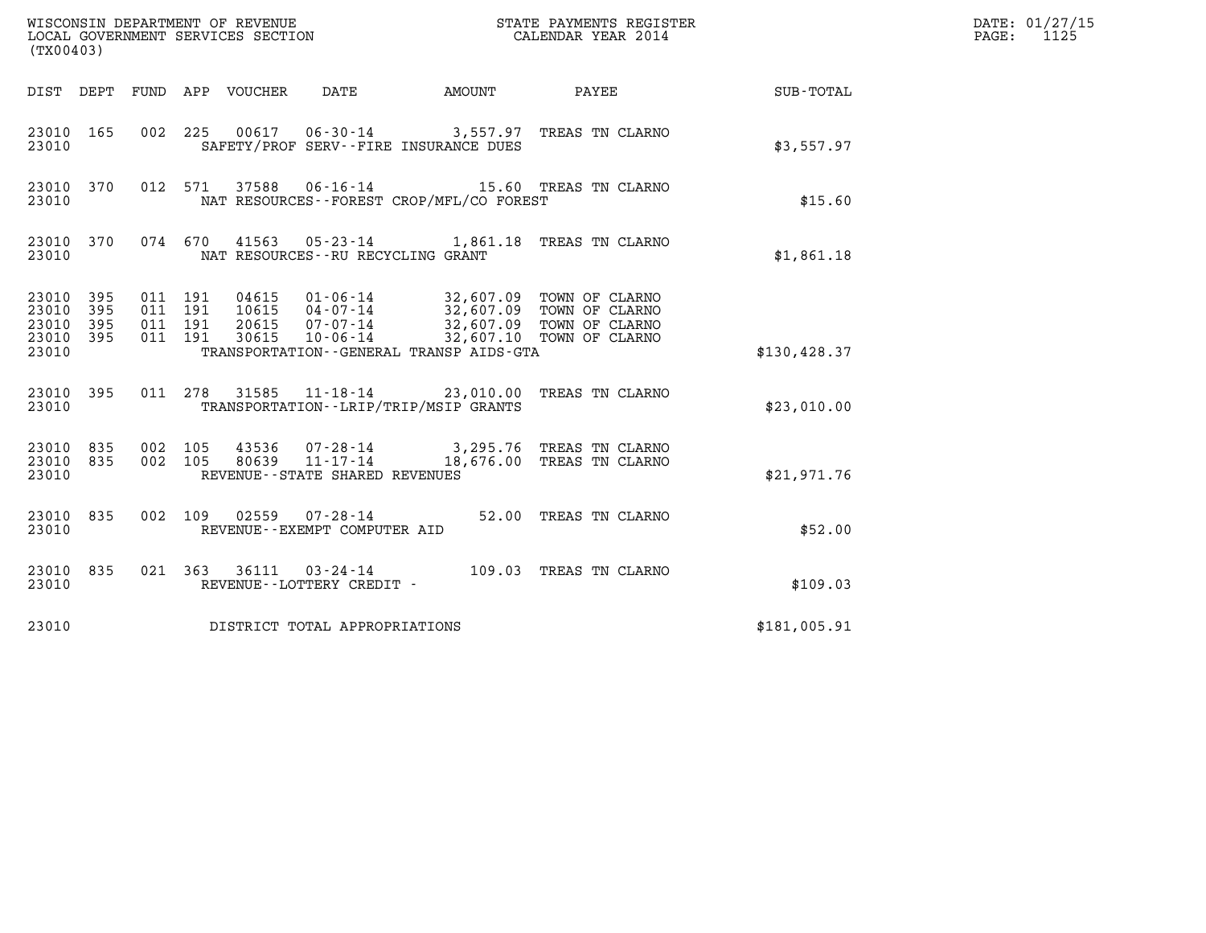WISCONSIN DEPARTMENT OF REVENUE
LOCAL GOVERNMENT SERVICES SECTION
(TX00403)

STATE PAYMENTS REGISTER
CALENDAR YEAR 2014

DATE: 01/27/15
PAGE: 1125

| DIST | DEPT | FUND | APP | VOUCHER | DATE | AMOUNT | PAYEE | SUB-TOTAL |
|---|---|---|---|---|---|---|---|---|
| 23010 | 165 | 002 | 225 | 00617 | 06-30-14 | 3,557.97 | TREAS TN CLARNO | |
| 23010 | | | | SAFETY/PROF SERV--FIRE INSURANCE DUES | | | | $3,557.97 |
| 23010 | 370 | 012 | 571 | 37588 | 06-16-14 | 15.60 | TREAS TN CLARNO | |
| 23010 | | | | NAT RESOURCES--FOREST CROP/MFL/CO FOREST | | | | $15.60 |
| 23010 | 370 | 074 | 670 | 41563 | 05-23-14 | 1,861.18 | TREAS TN CLARNO | |
| 23010 | | | | NAT RESOURCES--RU RECYCLING GRANT | | | | $1,861.18 |
| 23010 | 395 | 011 | 191 | 04615 | 01-06-14 | 32,607.09 | TOWN OF CLARNO | |
| 23010 | 395 | 011 | 191 | 10615 | 04-07-14 | 32,607.09 | TOWN OF CLARNO | |
| 23010 | 395 | 011 | 191 | 20615 | 07-07-14 | 32,607.09 | TOWN OF CLARNO | |
| 23010 | 395 | 011 | 191 | 30615 | 10-06-14 | 32,607.10 | TOWN OF CLARNO | |
| 23010 | | | | TRANSPORTATION--GENERAL TRANSP AIDS-GTA | | | | $130,428.37 |
| 23010 | 395 | 011 | 278 | 31585 | 11-18-14 | 23,010.00 | TREAS TN CLARNO | |
| 23010 | | | | TRANSPORTATION--LRIP/TRIP/MSIP GRANTS | | | | $23,010.00 |
| 23010 | 835 | 002 | 105 | 43536 | 07-28-14 | 3,295.76 | TREAS TN CLARNO | |
| 23010 | 835 | 002 | 105 | 80639 | 11-17-14 | 18,676.00 | TREAS TN CLARNO | |
| 23010 | | | | REVENUE--STATE SHARED REVENUES | | | | $21,971.76 |
| 23010 | 835 | 002 | 109 | 02559 | 07-28-14 | 52.00 | TREAS TN CLARNO | |
| 23010 | | | | REVENUE--EXEMPT COMPUTER AID | | | | $52.00 |
| 23010 | 835 | 021 | 363 | 36111 | 03-24-14 | 109.03 | TREAS TN CLARNO | |
| 23010 | | | | REVENUE--LOTTERY CREDIT - | | | | $109.03 |
| 23010 | | | | DISTRICT TOTAL APPROPRIATIONS | | | | $181,005.91 |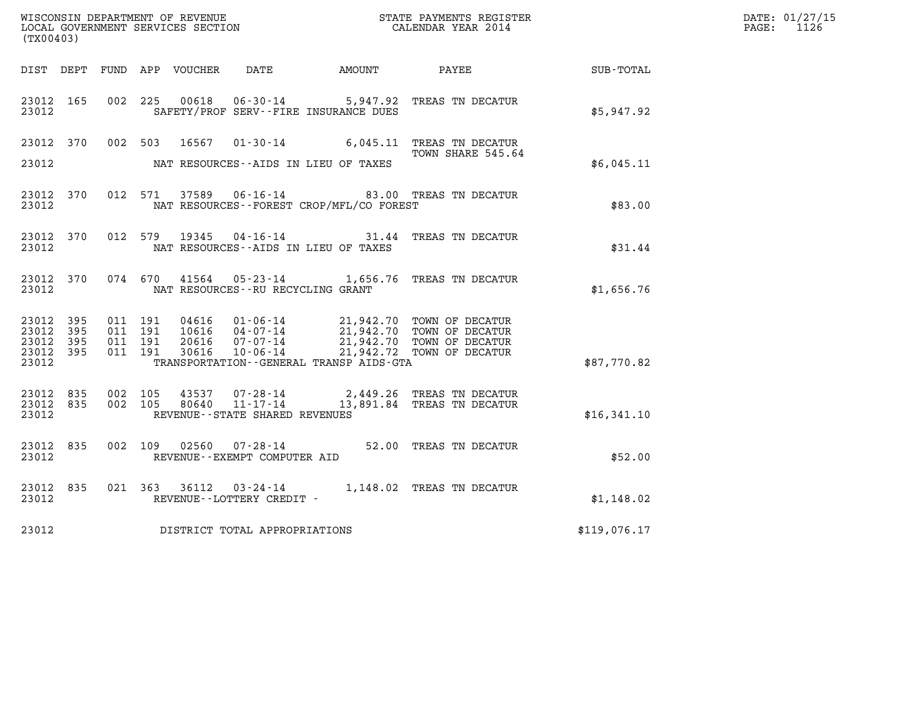WISCONSIN DEPARTMENT OF REVENUE
LOCAL GOVERNMENT SERVICES SECTION
(TX00403)

STATE PAYMENTS REGISTER
CALENDAR YEAR 2014

DATE: 01/27/15
PAGE: 1126

| DIST | DEPT | FUND | APP | VOUCHER | DATE | AMOUNT | PAYEE | SUB-TOTAL |
|---|---|---|---|---|---|---|---|---|
| 23012 | 165 | 002 | 225 | 00618 | 06-30-14 | 5,947.92 | TREAS TN DECATUR | |
| 23012 | | | | SAFETY/PROF SERV--FIRE INSURANCE DUES | | | | $5,947.92 |
| 23012 | 370 | 002 | 503 | 16567 | 01-30-14 | 6,045.11 | TREAS TN DECATUR TOWN SHARE 545.64 | |
| 23012 | | | | NAT RESOURCES--AIDS IN LIEU OF TAXES | | | | $6,045.11 |
| 23012 | 370 | 012 | 571 | 37589 | 06-16-14 | 83.00 | TREAS TN DECATUR | |
| 23012 | | | | NAT RESOURCES--FOREST CROP/MFL/CO FOREST | | | | $83.00 |
| 23012 | 370 | 012 | 579 | 19345 | 04-16-14 | 31.44 | TREAS TN DECATUR | |
| 23012 | | | | NAT RESOURCES--AIDS IN LIEU OF TAXES | | | | $31.44 |
| 23012 | 370 | 074 | 670 | 41564 | 05-23-14 | 1,656.76 | TREAS TN DECATUR | |
| 23012 | | | | NAT RESOURCES--RU RECYCLING GRANT | | | | $1,656.76 |
| 23012 | 395 | 011 | 191 | 04616 | 01-06-14 | 21,942.70 | TOWN OF DECATUR | |
| 23012 | 395 | 011 | 191 | 10616 | 04-07-14 | 21,942.70 | TOWN OF DECATUR | |
| 23012 | 395 | 011 | 191 | 20616 | 07-07-14 | 21,942.70 | TOWN OF DECATUR | |
| 23012 | 395 | 011 | 191 | 30616 | 10-06-14 | 21,942.72 | TOWN OF DECATUR | |
| 23012 | | | | TRANSPORTATION--GENERAL TRANSP AIDS-GTA | | | | $87,770.82 |
| 23012 | 835 | 002 | 105 | 43537 | 07-28-14 | 2,449.26 | TREAS TN DECATUR | |
| 23012 | 835 | 002 | 105 | 80640 | 11-17-14 | 13,891.84 | TREAS TN DECATUR | |
| 23012 | | | | REVENUE--STATE SHARED REVENUES | | | | $16,341.10 |
| 23012 | 835 | 002 | 109 | 02560 | 07-28-14 | 52.00 | TREAS TN DECATUR | |
| 23012 | | | | REVENUE--EXEMPT COMPUTER AID | | | | $52.00 |
| 23012 | 835 | 021 | 363 | 36112 | 03-24-14 | 1,148.02 | TREAS TN DECATUR | |
| 23012 | | | | REVENUE--LOTTERY CREDIT - | | | | $1,148.02 |
| 23012 | | | | DISTRICT TOTAL APPROPRIATIONS | | | | $119,076.17 |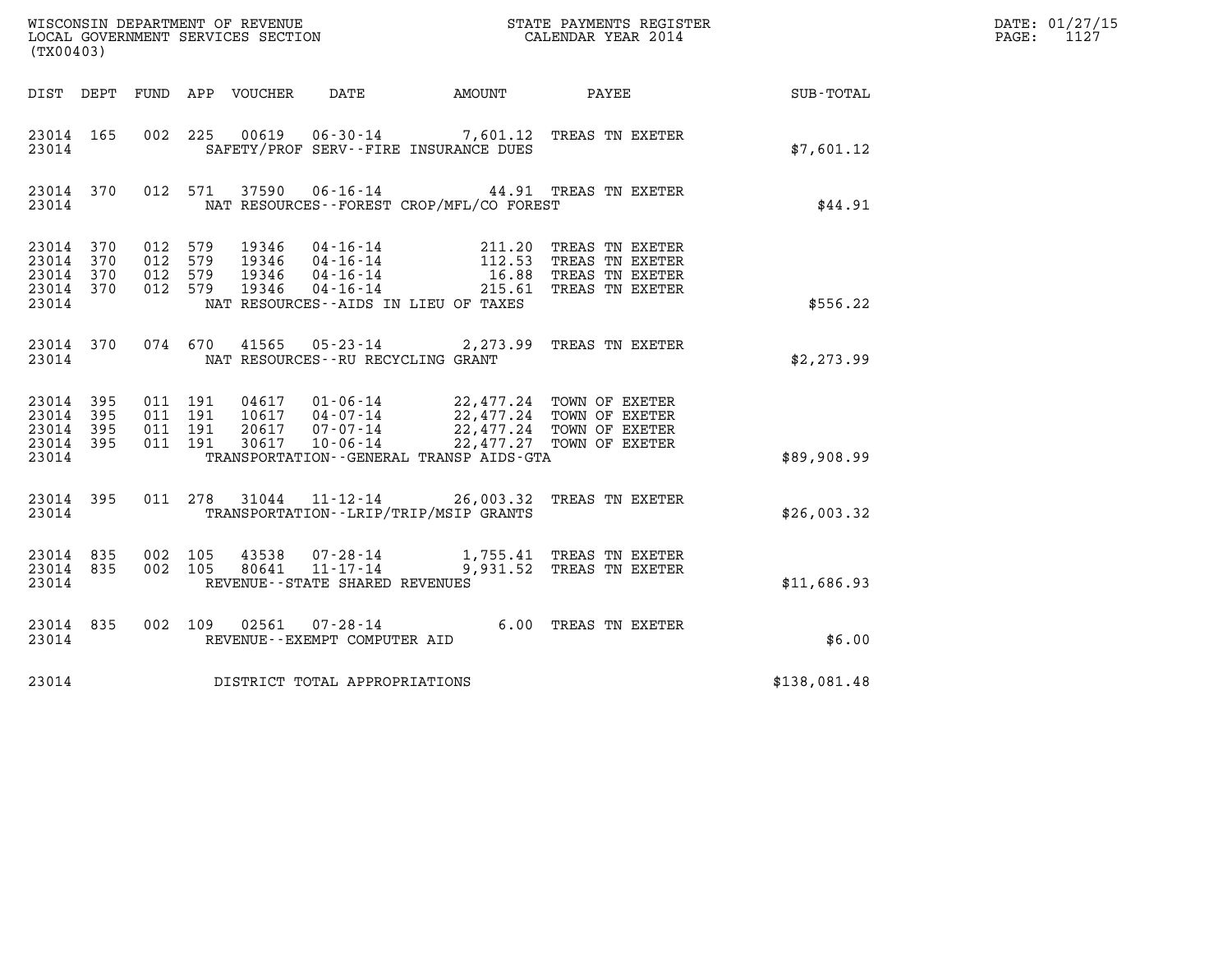WISCONSIN DEPARTMENT OF REVENUE
LOCAL GOVERNMENT SERVICES SECTION
(TX00403)

STATE PAYMENTS REGISTER
CALENDAR YEAR 2014

DATE: 01/27/15
PAGE: 1127

| DIST | DEPT | FUND | APP | VOUCHER | DATE | AMOUNT | PAYEE | SUB-TOTAL |
|---|---|---|---|---|---|---|---|---|
| 23014 | 165 | 002 | 225 | 00619 | 06-30-14 | 7,601.12 | TREAS TN EXETER | |
| 23014 | | | | | SAFETY/PROF SERV--FIRE INSURANCE DUES | | | $7,601.12 |
| 23014 | 370 | 012 | 571 | 37590 | 06-16-14 | 44.91 | TREAS TN EXETER | |
| 23014 | | | | | NAT RESOURCES--FOREST CROP/MFL/CO FOREST | | | $44.91 |
| 23014 | 370 | 012 | 579 | 19346 | 04-16-14 | 211.20 | TREAS TN EXETER | |
| 23014 | 370 | 012 | 579 | 19346 | 04-16-14 | 112.53 | TREAS TN EXETER | |
| 23014 | 370 | 012 | 579 | 19346 | 04-16-14 | 16.88 | TREAS TN EXETER | |
| 23014 | 370 | 012 | 579 | 19346 | 04-16-14 | 215.61 | TREAS TN EXETER | |
| 23014 | | | | | NAT RESOURCES--AIDS IN LIEU OF TAXES | | | $556.22 |
| 23014 | 370 | 074 | 670 | 41565 | 05-23-14 | 2,273.99 | TREAS TN EXETER | |
| 23014 | | | | | NAT RESOURCES--RU RECYCLING GRANT | | | $2,273.99 |
| 23014 | 395 | 011 | 191 | 04617 | 01-06-14 | 22,477.24 | TOWN OF EXETER | |
| 23014 | 395 | 011 | 191 | 10617 | 04-07-14 | 22,477.24 | TOWN OF EXETER | |
| 23014 | 395 | 011 | 191 | 20617 | 07-07-14 | 22,477.24 | TOWN OF EXETER | |
| 23014 | 395 | 011 | 191 | 30617 | 10-06-14 | 22,477.27 | TOWN OF EXETER | |
| 23014 | | | | | TRANSPORTATION--GENERAL TRANSP AIDS-GTA | | | $89,908.99 |
| 23014 | 395 | 011 | 278 | 31044 | 11-12-14 | 26,003.32 | TREAS TN EXETER | |
| 23014 | | | | | TRANSPORTATION--LRIP/TRIP/MSIP GRANTS | | | $26,003.32 |
| 23014 | 835 | 002 | 105 | 43538 | 07-28-14 | 1,755.41 | TREAS TN EXETER | |
| 23014 | 835 | 002 | 105 | 80641 | 11-17-14 | 9,931.52 | TREAS TN EXETER | |
| 23014 | | | | | REVENUE--STATE SHARED REVENUES | | | $11,686.93 |
| 23014 | 835 | 002 | 109 | 02561 | 07-28-14 | 6.00 | TREAS TN EXETER | |
| 23014 | | | | | REVENUE--EXEMPT COMPUTER AID | | | $6.00 |
| 23014 | | | | | DISTRICT TOTAL APPROPRIATIONS | | | $138,081.48 |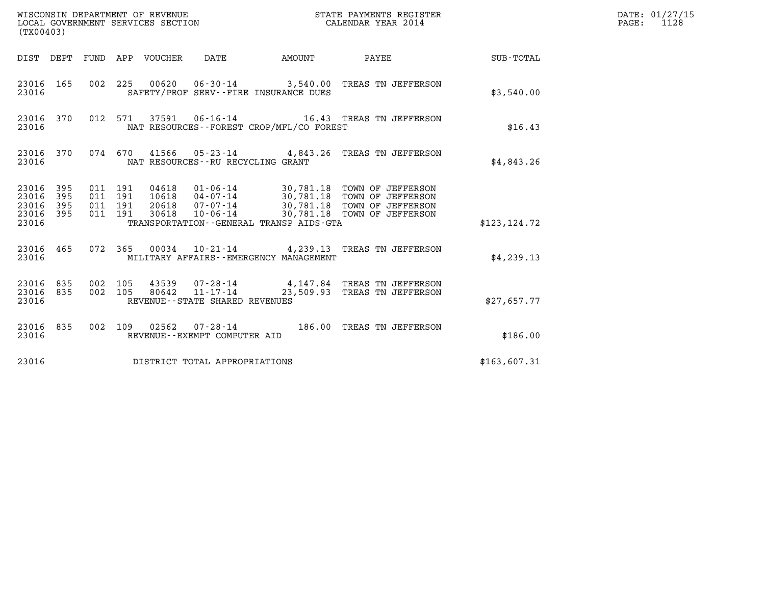WISCONSIN DEPARTMENT OF REVENUE
LOCAL GOVERNMENT SERVICES SECTION
(TX00403)

STATE PAYMENTS REGISTER
CALENDAR YEAR 2014

DATE: 01/27/15
PAGE: 1128

| DIST | DEPT | FUND | APP | VOUCHER | DATE | AMOUNT | PAYEE | SUB-TOTAL |
|---|---|---|---|---|---|---|---|---|
| 23016 | 165 | 002 | 225 | 00620 | 06-30-14 | 3,540.00 | TREAS TN JEFFERSON | |
| 23016 | | | | SAFETY/PROF SERV--FIRE INSURANCE DUES | | | | $3,540.00 |
| 23016 | 370 | 012 | 571 | 37591 | 06-16-14 | 16.43 | TREAS TN JEFFERSON | |
| 23016 | | | | NAT RESOURCES--FOREST CROP/MFL/CO FOREST | | | | $16.43 |
| 23016 | 370 | 074 | 670 | 41566 | 05-23-14 | 4,843.26 | TREAS TN JEFFERSON | |
| 23016 | | | | NAT RESOURCES--RU RECYCLING GRANT | | | | $4,843.26 |
| 23016 | 395 | 011 | 191 | 04618 | 01-06-14 | 30,781.18 | TOWN OF JEFFERSON | |
| 23016 | 395 | 011 | 191 | 10618 | 04-07-14 | 30,781.18 | TOWN OF JEFFERSON | |
| 23016 | 395 | 011 | 191 | 20618 | 07-07-14 | 30,781.18 | TOWN OF JEFFERSON | |
| 23016 | 395 | 011 | 191 | 30618 | 10-06-14 | 30,781.18 | TOWN OF JEFFERSON | |
| 23016 | | | | TRANSPORTATION--GENERAL TRANSP AIDS-GTA | | | | $123,124.72 |
| 23016 | 465 | 072 | 365 | 00034 | 10-21-14 | 4,239.13 | TREAS TN JEFFERSON | |
| 23016 | | | | MILITARY AFFAIRS--EMERGENCY MANAGEMENT | | | | $4,239.13 |
| 23016 | 835 | 002 | 105 | 43539 | 07-28-14 | 4,147.84 | TREAS TN JEFFERSON | |
| 23016 | 835 | 002 | 105 | 80642 | 11-17-14 | 23,509.93 | TREAS TN JEFFERSON | |
| 23016 | | | | REVENUE--STATE SHARED REVENUES | | | | $27,657.77 |
| 23016 | 835 | 002 | 109 | 02562 | 07-28-14 | 186.00 | TREAS TN JEFFERSON | |
| 23016 | | | | REVENUE--EXEMPT COMPUTER AID | | | | $186.00 |
| 23016 | | | | DISTRICT TOTAL APPROPRIATIONS | | | | $163,607.31 |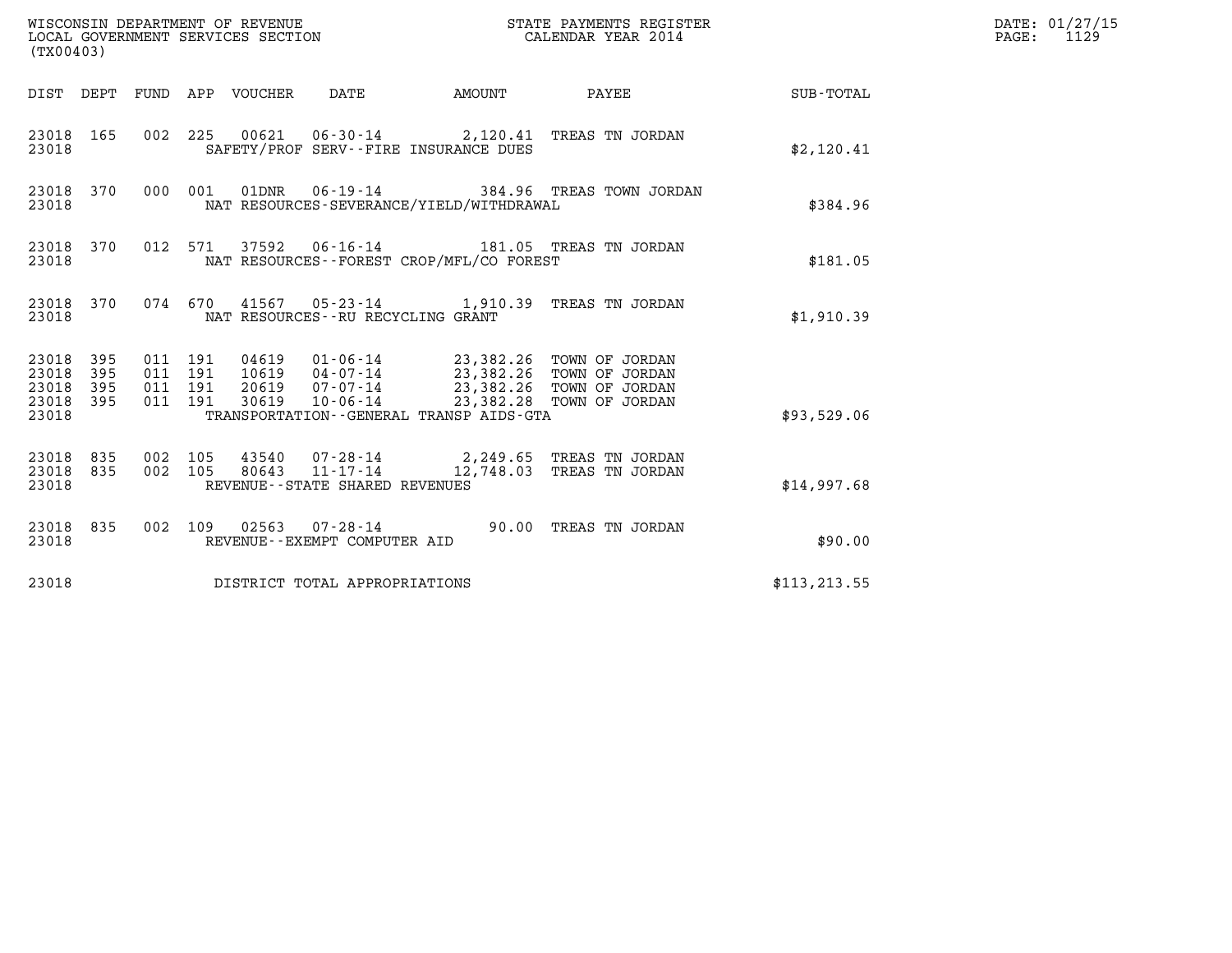WISCONSIN DEPARTMENT OF REVENUE
LOCAL GOVERNMENT SERVICES SECTION
(TX00403)

STATE PAYMENTS REGISTER
CALENDAR YEAR 2014

DATE: 01/27/15
PAGE: 1129

| DIST | DEPT | FUND | APP | VOUCHER | DATE | AMOUNT | PAYEE | SUB-TOTAL |
|---|---|---|---|---|---|---|---|---|
| 23018 | 165 | 002 | 225 | 00621 | 06-30-14 | 2,120.41 | TREAS TN JORDAN | |
| 23018 | | | | SAFETY/PROF SERV--FIRE INSURANCE DUES | | | | $2,120.41 |
| 23018 | 370 | 000 | 001 | 01DNR | 06-19-14 | 384.96 | TREAS TOWN JORDAN | |
| 23018 | | | | NAT RESOURCES-SEVERANCE/YIELD/WITHDRAWAL | | | | $384.96 |
| 23018 | 370 | 012 | 571 | 37592 | 06-16-14 | 181.05 | TREAS TN JORDAN | |
| 23018 | | | | NAT RESOURCES--FOREST CROP/MFL/CO FOREST | | | | $181.05 |
| 23018 | 370 | 074 | 670 | 41567 | 05-23-14 | 1,910.39 | TREAS TN JORDAN | |
| 23018 | | | | NAT RESOURCES--RU RECYCLING GRANT | | | | $1,910.39 |
| 23018 | 395 | 011 | 191 | 04619 | 01-06-14 | 23,382.26 | TOWN OF JORDAN | |
| 23018 | 395 | 011 | 191 | 10619 | 04-07-14 | 23,382.26 | TOWN OF JORDAN | |
| 23018 | 395 | 011 | 191 | 20619 | 07-07-14 | 23,382.26 | TOWN OF JORDAN | |
| 23018 | 395 | 011 | 191 | 30619 | 10-06-14 | 23,382.28 | TOWN OF JORDAN | |
| 23018 | | | | TRANSPORTATION--GENERAL TRANSP AIDS-GTA | | | | $93,529.06 |
| 23018 | 835 | 002 | 105 | 43540 | 07-28-14 | 2,249.65 | TREAS TN JORDAN | |
| 23018 | 835 | 002 | 105 | 80643 | 11-17-14 | 12,748.03 | TREAS TN JORDAN | |
| 23018 | | | | REVENUE--STATE SHARED REVENUES | | | | $14,997.68 |
| 23018 | 835 | 002 | 109 | 02563 | 07-28-14 | 90.00 | TREAS TN JORDAN | |
| 23018 | | | | REVENUE--EXEMPT COMPUTER AID | | | | $90.00 |
| 23018 | | | | DISTRICT TOTAL APPROPRIATIONS | | | | $113,213.55 |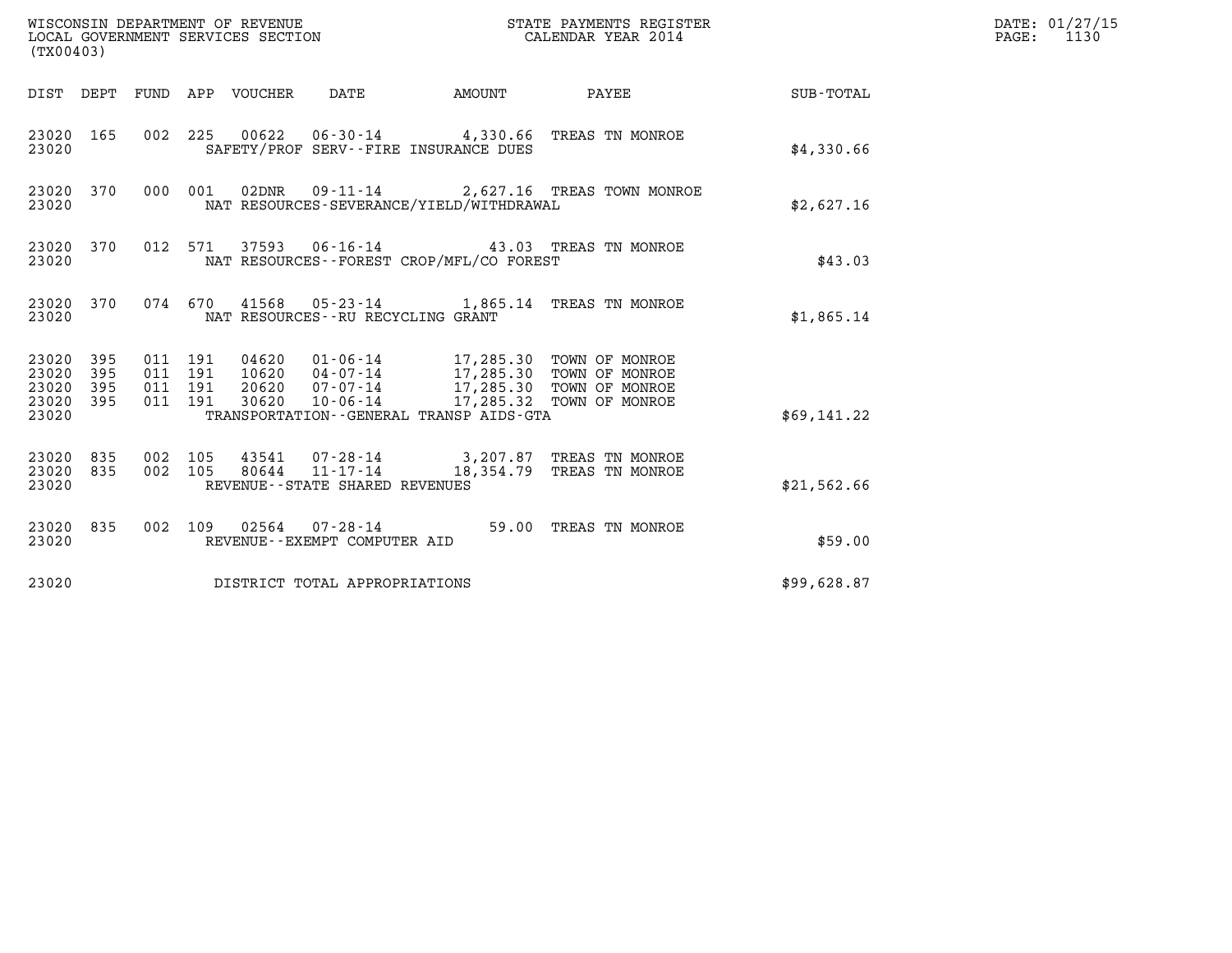WISCONSIN DEPARTMENT OF REVENUE
LOCAL GOVERNMENT SERVICES SECTION
(TX00403)

STATE PAYMENTS REGISTER
CALENDAR YEAR 2014

DATE: 01/27/15
PAGE: 1130

| DIST | DEPT | FUND | APP | VOUCHER | DATE | AMOUNT | PAYEE | SUB-TOTAL |
|---|---|---|---|---|---|---|---|---|
| 23020 | 165 | 002 | 225 | 00622 | 06-30-14 | 4,330.66 | TREAS TN MONROE | |
| 23020 | | | | SAFETY/PROF SERV--FIRE INSURANCE DUES | | | | $4,330.66 |
| 23020 | 370 | 000 | 001 | 02DNR | 09-11-14 | 2,627.16 | TREAS TOWN MONROE | |
| 23020 | | | | NAT RESOURCES-SEVERANCE/YIELD/WITHDRAWAL | | | | $2,627.16 |
| 23020 | 370 | 012 | 571 | 37593 | 06-16-14 | 43.03 | TREAS TN MONROE | |
| 23020 | | | | NAT RESOURCES--FOREST CROP/MFL/CO FOREST | | | | $43.03 |
| 23020 | 370 | 074 | 670 | 41568 | 05-23-14 | 1,865.14 | TREAS TN MONROE | |
| 23020 | | | | NAT RESOURCES--RU RECYCLING GRANT | | | | $1,865.14 |
| 23020 | 395 | 011 | 191 | 04620 | 01-06-14 | 17,285.30 | TOWN OF MONROE | |
| 23020 | 395 | 011 | 191 | 10620 | 04-07-14 | 17,285.30 | TOWN OF MONROE | |
| 23020 | 395 | 011 | 191 | 20620 | 07-07-14 | 17,285.30 | TOWN OF MONROE | |
| 23020 | 395 | 011 | 191 | 30620 | 10-06-14 | 17,285.32 | TOWN OF MONROE | |
| 23020 | | | | TRANSPORTATION--GENERAL TRANSP AIDS-GTA | | | | $69,141.22 |
| 23020 | 835 | 002 | 105 | 43541 | 07-28-14 | 3,207.87 | TREAS TN MONROE | |
| 23020 | 835 | 002 | 105 | 80644 | 11-17-14 | 18,354.79 | TREAS TN MONROE | |
| 23020 | | | | REVENUE--STATE SHARED REVENUES | | | | $21,562.66 |
| 23020 | 835 | 002 | 109 | 02564 | 07-28-14 | 59.00 | TREAS TN MONROE | |
| 23020 | | | | REVENUE--EXEMPT COMPUTER AID | | | | $59.00 |
| 23020 | | | | DISTRICT TOTAL APPROPRIATIONS | | | | $99,628.87 |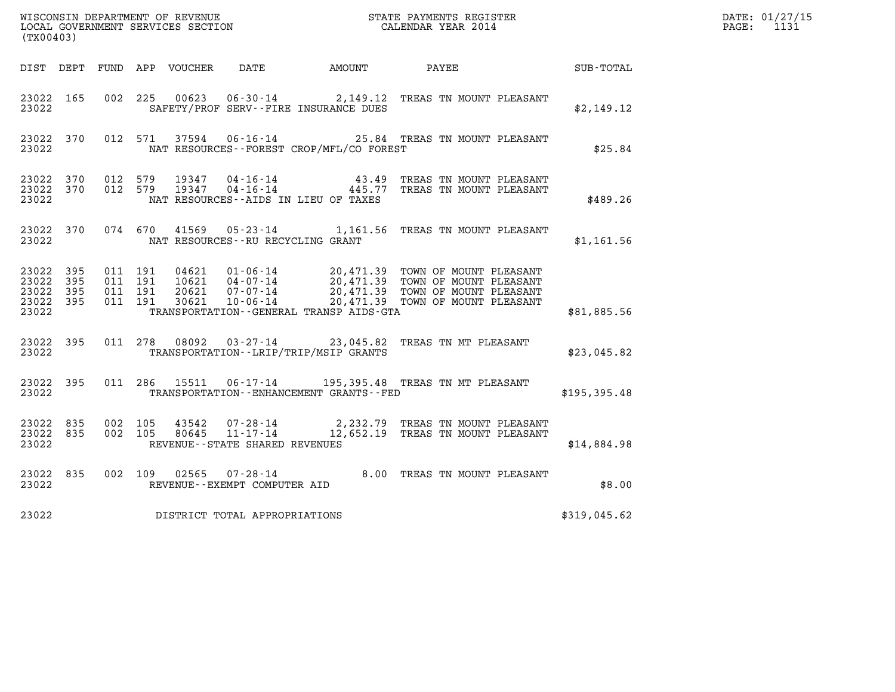WISCONSIN DEPARTMENT OF REVENUE
LOCAL GOVERNMENT SERVICES SECTION
(TX00403)

STATE PAYMENTS REGISTER
CALENDAR YEAR 2014

DATE: 01/27/15
PAGE: 1131

| DIST | DEPT | FUND | APP | VOUCHER | DATE | AMOUNT | PAYEE | SUB-TOTAL |
|---|---|---|---|---|---|---|---|---|
| 23022 | 165 | 002 | 225 | 00623 | 06-30-14 | 2,149.12 | TREAS TN MOUNT PLEASANT | |
| 23022 | | | | | SAFETY/PROF SERV--FIRE INSURANCE DUES | | | $2,149.12 |
| 23022 | 370 | 012 | 571 | 37594 | 06-16-14 | 25.84 | TREAS TN MOUNT PLEASANT | |
| 23022 | | | | | NAT RESOURCES--FOREST CROP/MFL/CO FOREST | | | $25.84 |
| 23022 | 370 | 012 | 579 | 19347 | 04-16-14 | 43.49 | TREAS TN MOUNT PLEASANT | |
| 23022 | 370 | 012 | 579 | 19347 | 04-16-14 | 445.77 | TREAS TN MOUNT PLEASANT | |
| 23022 | | | | | NAT RESOURCES--AIDS IN LIEU OF TAXES | | | $489.26 |
| 23022 | 370 | 074 | 670 | 41569 | 05-23-14 | 1,161.56 | TREAS TN MOUNT PLEASANT | |
| 23022 | | | | | NAT RESOURCES--RU RECYCLING GRANT | | | $1,161.56 |
| 23022 | 395 | 011 | 191 | 04621 | 01-06-14 | 20,471.39 | TOWN OF MOUNT PLEASANT | |
| 23022 | 395 | 011 | 191 | 10621 | 04-07-14 | 20,471.39 | TOWN OF MOUNT PLEASANT | |
| 23022 | 395 | 011 | 191 | 20621 | 07-07-14 | 20,471.39 | TOWN OF MOUNT PLEASANT | |
| 23022 | 395 | 011 | 191 | 30621 | 10-06-14 | 20,471.39 | TOWN OF MOUNT PLEASANT | |
| 23022 | | | | | TRANSPORTATION--GENERAL TRANSP AIDS-GTA | | | $81,885.56 |
| 23022 | 395 | 011 | 278 | 08092 | 03-27-14 | 23,045.82 | TREAS TN MT PLEASANT | |
| 23022 | | | | | TRANSPORTATION--LRIP/TRIP/MSIP GRANTS | | | $23,045.82 |
| 23022 | 395 | 011 | 286 | 15511 | 06-17-14 | 195,395.48 | TREAS TN MT PLEASANT | |
| 23022 | | | | | TRANSPORTATION--ENHANCEMENT GRANTS--FED | | | $195,395.48 |
| 23022 | 835 | 002 | 105 | 43542 | 07-28-14 | 2,232.79 | TREAS TN MOUNT PLEASANT | |
| 23022 | 835 | 002 | 105 | 80645 | 11-17-14 | 12,652.19 | TREAS TN MOUNT PLEASANT | |
| 23022 | | | | | REVENUE--STATE SHARED REVENUES | | | $14,884.98 |
| 23022 | 835 | 002 | 109 | 02565 | 07-28-14 | 8.00 | TREAS TN MOUNT PLEASANT | |
| 23022 | | | | | REVENUE--EXEMPT COMPUTER AID | | | $8.00 |
| 23022 | | | | | DISTRICT TOTAL APPROPRIATIONS | | | $319,045.62 |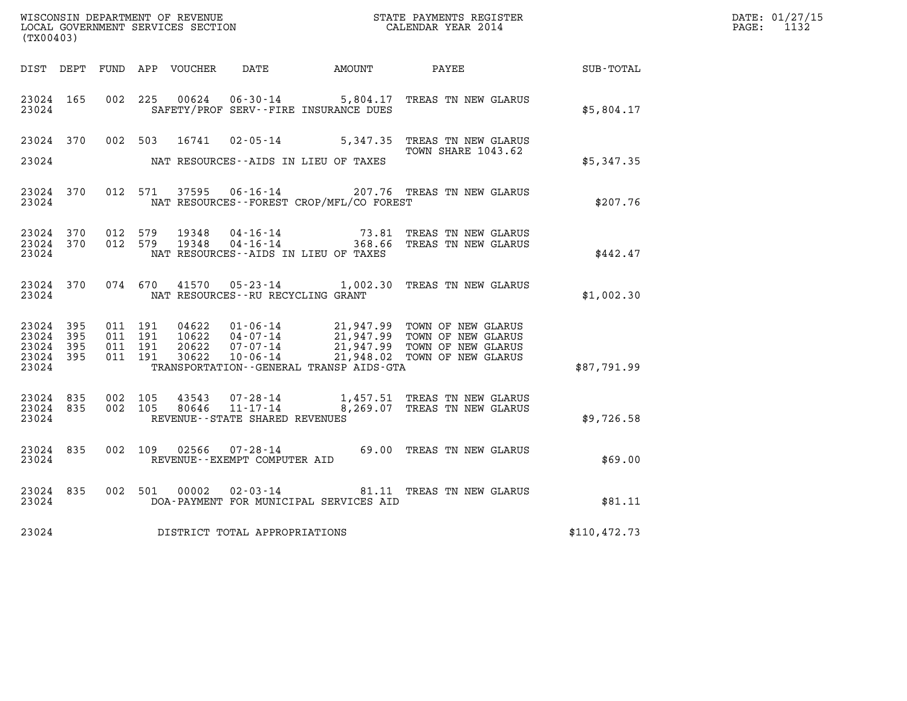WISCONSIN DEPARTMENT OF REVENUE
LOCAL GOVERNMENT SERVICES SECTION
(TX00403)

STATE PAYMENTS REGISTER
CALENDAR YEAR 2014

DATE: 01/27/15
PAGE: 1132

| DIST | DEPT | FUND | APP | VOUCHER | DATE | AMOUNT | PAYEE | SUB-TOTAL |
|---|---|---|---|---|---|---|---|---|
| 23024 | 165 | 002 | 225 | 00624 | 06-30-14 | 5,804.17 | TREAS TN NEW GLARUS | |
| 23024 | | | | | SAFETY/PROF SERV--FIRE INSURANCE DUES | | | $5,804.17 |
| 23024 | 370 | 002 | 503 | 16741 | 02-05-14 | 5,347.35 | TREAS TN NEW GLARUS TOWN SHARE 1043.62 | |
| 23024 | | | | | NAT RESOURCES--AIDS IN LIEU OF TAXES | | | $5,347.35 |
| 23024 | 370 | 012 | 571 | 37595 | 06-16-14 | 207.76 | TREAS TN NEW GLARUS | |
| 23024 | | | | | NAT RESOURCES--FOREST CROP/MFL/CO FOREST | | | $207.76 |
| 23024 | 370 | 012 | 579 | 19348 | 04-16-14 | 73.81 | TREAS TN NEW GLARUS | |
| 23024 | 370 | 012 | 579 | 19348 | 04-16-14 | 368.66 | TREAS TN NEW GLARUS | |
| 23024 | | | | | NAT RESOURCES--AIDS IN LIEU OF TAXES | | | $442.47 |
| 23024 | 370 | 074 | 670 | 41570 | 05-23-14 | 1,002.30 | TREAS TN NEW GLARUS | |
| 23024 | | | | | NAT RESOURCES--RU RECYCLING GRANT | | | $1,002.30 |
| 23024 | 395 | 011 | 191 | 04622 | 01-06-14 | 21,947.99 | TOWN OF NEW GLARUS | |
| 23024 | 395 | 011 | 191 | 10622 | 04-07-14 | 21,947.99 | TOWN OF NEW GLARUS | |
| 23024 | 395 | 011 | 191 | 20622 | 07-07-14 | 21,947.99 | TOWN OF NEW GLARUS | |
| 23024 | 395 | 011 | 191 | 30622 | 10-06-14 | 21,948.02 | TOWN OF NEW GLARUS | |
| 23024 | | | | | TRANSPORTATION--GENERAL TRANSP AIDS-GTA | | | $87,791.99 |
| 23024 | 835 | 002 | 105 | 43543 | 07-28-14 | 1,457.51 | TREAS TN NEW GLARUS | |
| 23024 | 835 | 002 | 105 | 80646 | 11-17-14 | 8,269.07 | TREAS TN NEW GLARUS | |
| 23024 | | | | | REVENUE--STATE SHARED REVENUES | | | $9,726.58 |
| 23024 | 835 | 002 | 109 | 02566 | 07-28-14 | 69.00 | TREAS TN NEW GLARUS | |
| 23024 | | | | | REVENUE--EXEMPT COMPUTER AID | | | $69.00 |
| 23024 | 835 | 002 | 501 | 00002 | 02-03-14 | 81.11 | TREAS TN NEW GLARUS | |
| 23024 | | | | | DOA-PAYMENT FOR MUNICIPAL SERVICES AID | | | $81.11 |
| 23024 | | | | | DISTRICT TOTAL APPROPRIATIONS | | | $110,472.73 |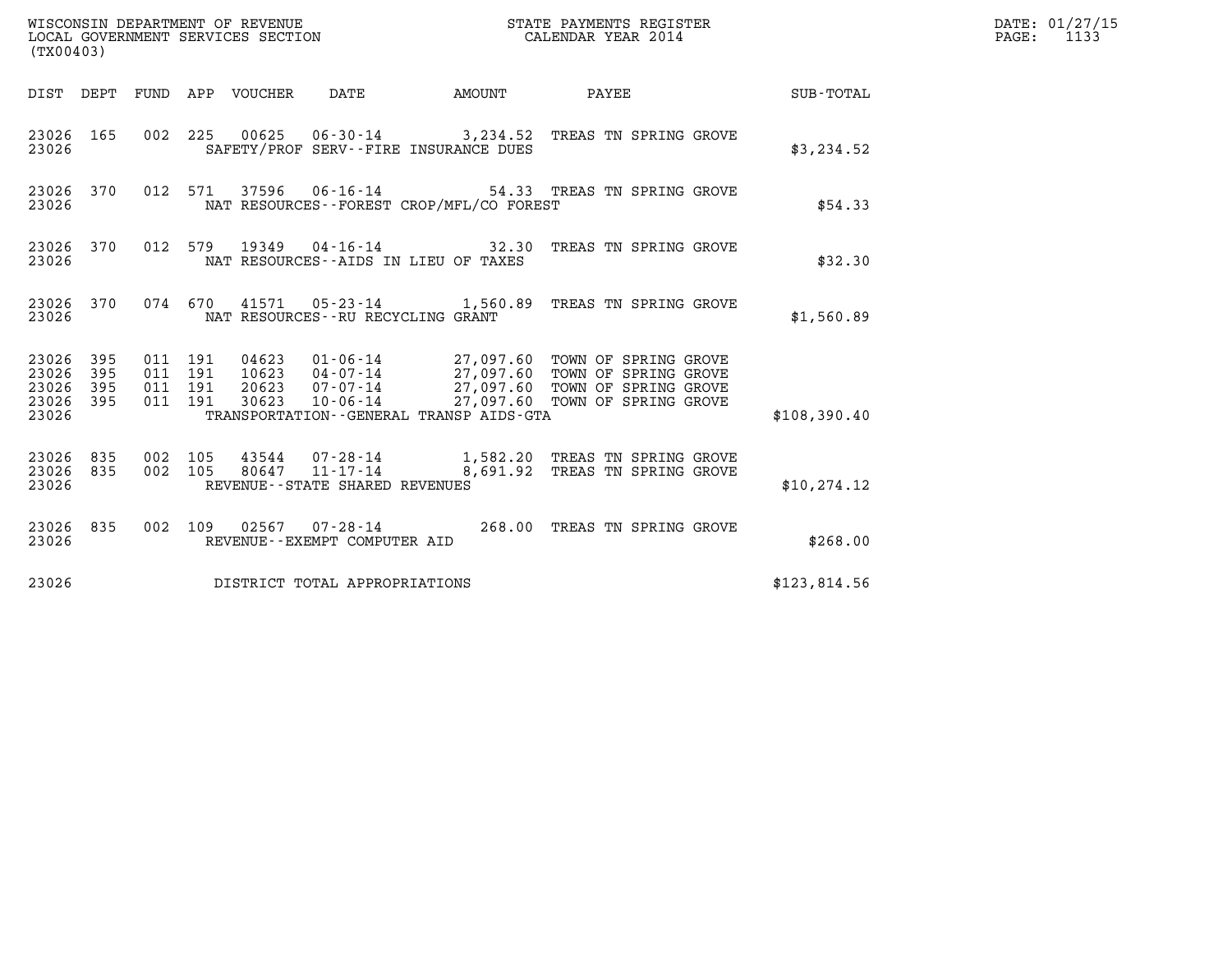WISCONSIN DEPARTMENT OF REVENUE
LOCAL GOVERNMENT SERVICES SECTION
(TX00403)

STATE PAYMENTS REGISTER
CALENDAR YEAR 2014

DATE: 01/27/15

| DIST | DEPT | FUND | APP | VOUCHER | DATE | AMOUNT | PAYEE | SUB-TOTAL |
|---|---|---|---|---|---|---|---|---|
| 23026 | 165 | 002 | 225 | 00625 | 06-30-14 | 3,234.52 | TREAS TN SPRING GROVE | |
| 23026 | | | | | SAFETY/PROF SERV--FIRE INSURANCE DUES | | | $3,234.52 |
| 23026 | 370 | 012 | 571 | 37596 | 06-16-14 | 54.33 | TREAS TN SPRING GROVE | |
| 23026 | | | | | NAT RESOURCES--FOREST CROP/MFL/CO FOREST | | | $54.33 |
| 23026 | 370 | 012 | 579 | 19349 | 04-16-14 | 32.30 | TREAS TN SPRING GROVE | |
| 23026 | | | | | NAT RESOURCES--AIDS IN LIEU OF TAXES | | | $32.30 |
| 23026 | 370 | 074 | 670 | 41571 | 05-23-14 | 1,560.89 | TREAS TN SPRING GROVE | |
| 23026 | | | | | NAT RESOURCES--RU RECYCLING GRANT | | | $1,560.89 |
| 23026 | 395 | 011 | 191 | 04623 | 01-06-14 | 27,097.60 | TOWN OF SPRING GROVE | |
| 23026 | 395 | 011 | 191 | 10623 | 04-07-14 | 27,097.60 | TOWN OF SPRING GROVE | |
| 23026 | 395 | 011 | 191 | 20623 | 07-07-14 | 27,097.60 | TOWN OF SPRING GROVE | |
| 23026 | 395 | 011 | 191 | 30623 | 10-06-14 | 27,097.60 | TOWN OF SPRING GROVE | |
| 23026 | | | | | TRANSPORTATION--GENERAL TRANSP AIDS-GTA | | | $108,390.40 |
| 23026 | 835 | 002 | 105 | 43544 | 07-28-14 | 1,582.20 | TREAS TN SPRING GROVE | |
| 23026 | 835 | 002 | 105 | 80647 | 11-17-14 | 8,691.92 | TREAS TN SPRING GROVE | |
| 23026 | | | | | REVENUE--STATE SHARED REVENUES | | | $10,274.12 |
| 23026 | 835 | 002 | 109 | 02567 | 07-28-14 | 268.00 | TREAS TN SPRING GROVE | |
| 23026 | | | | | REVENUE--EXEMPT COMPUTER AID | | | $268.00 |
| 23026 | | | | | DISTRICT TOTAL APPROPRIATIONS | | | $123,814.56 |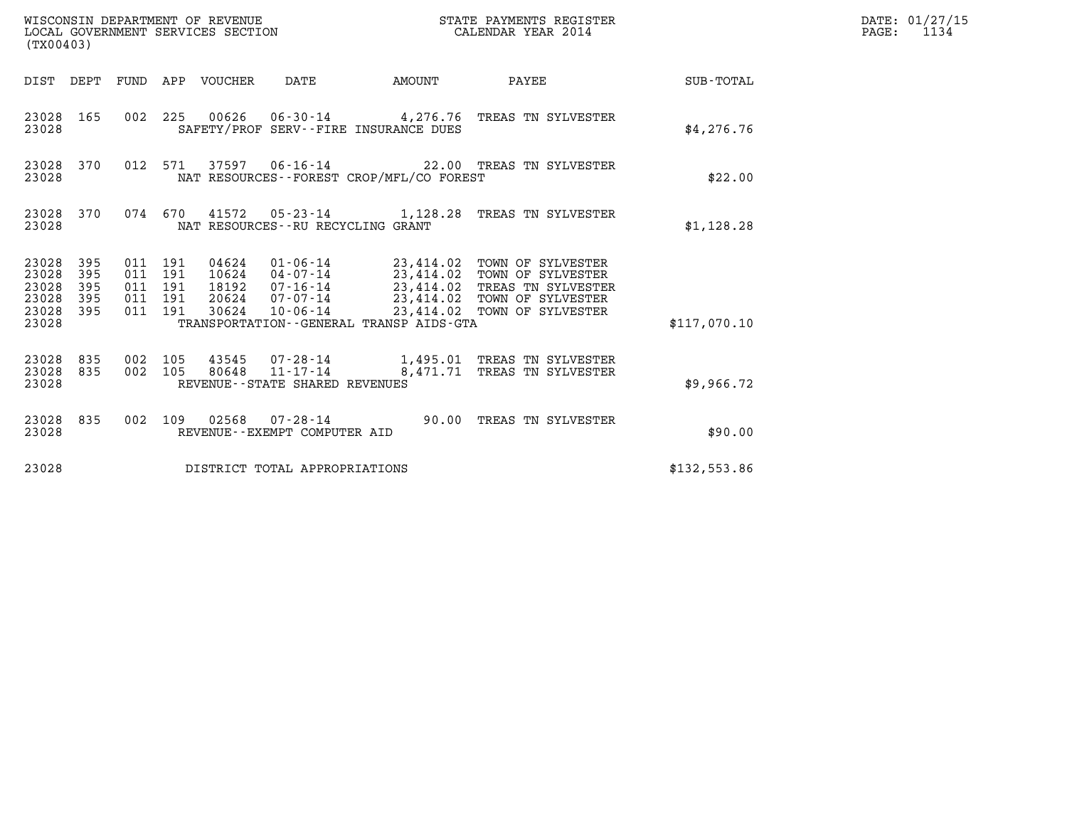WISCONSIN DEPARTMENT OF REVENUE
LOCAL GOVERNMENT SERVICES SECTION
(TX00403)

STATE PAYMENTS REGISTER
CALENDAR YEAR 2014

DATE: 01/27/15

| DIST | DEPT | FUND | APP | VOUCHER | DATE | AMOUNT | PAYEE | SUB-TOTAL |
|---|---|---|---|---|---|---|---|---|
| 23028 | 165 | 002 | 225 | 00626 | 06-30-14 | 4,276.76 | TREAS TN SYLVESTER | |
| 23028 | | | | SAFETY/PROF SERV--FIRE INSURANCE DUES | | | | $4,276.76 |
| 23028 | 370 | 012 | 571 | 37597 | 06-16-14 | 22.00 | TREAS TN SYLVESTER | |
| 23028 | | | | NAT RESOURCES--FOREST CROP/MFL/CO FOREST | | | | $22.00 |
| 23028 | 370 | 074 | 670 | 41572 | 05-23-14 | 1,128.28 | TREAS TN SYLVESTER | |
| 23028 | | | | NAT RESOURCES--RU RECYCLING GRANT | | | | $1,128.28 |
| 23028 | 395 | 011 | 191 | 04624 | 01-06-14 | 23,414.02 | TOWN OF SYLVESTER | |
| 23028 | 395 | 011 | 191 | 10624 | 04-07-14 | 23,414.02 | TOWN OF SYLVESTER | |
| 23028 | 395 | 011 | 191 | 18192 | 07-16-14 | 23,414.02 | TREAS TN SYLVESTER | |
| 23028 | 395 | 011 | 191 | 20624 | 07-07-14 | 23,414.02 | TOWN OF SYLVESTER | |
| 23028 | 395 | 011 | 191 | 30624 | 10-06-14 | 23,414.02 | TOWN OF SYLVESTER | |
| 23028 | | | | TRANSPORTATION--GENERAL TRANSP AIDS-GTA | | | | $117,070.10 |
| 23028 | 835 | 002 | 105 | 43545 | 07-28-14 | 1,495.01 | TREAS TN SYLVESTER | |
| 23028 | 835 | 002 | 105 | 80648 | 11-17-14 | 8,471.71 | TREAS TN SYLVESTER | |
| 23028 | | | | REVENUE--STATE SHARED REVENUES | | | | $9,966.72 |
| 23028 | 835 | 002 | 109 | 02568 | 07-28-14 | 90.00 | TREAS TN SYLVESTER | |
| 23028 | | | | REVENUE--EXEMPT COMPUTER AID | | | | $90.00 |
| 23028 | | | | DISTRICT TOTAL APPROPRIATIONS | | | | $132,553.86 |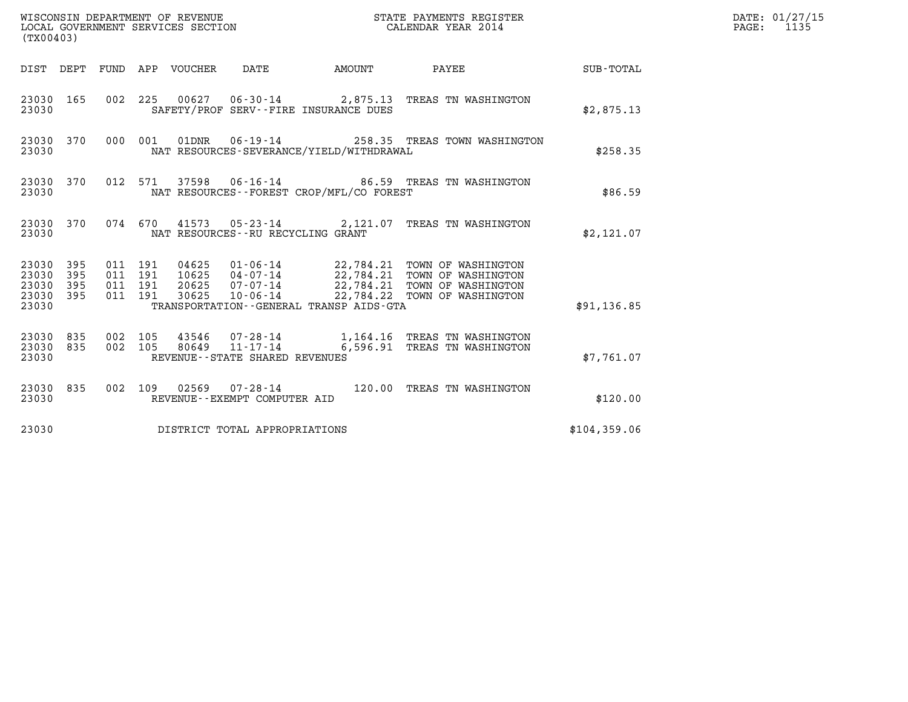WISCONSIN DEPARTMENT OF REVENUE
LOCAL GOVERNMENT SERVICES SECTION
(TX00403)

STATE PAYMENTS REGISTER
CALENDAR YEAR 2014

DATE: 01/27/15
PAGE: 1135

| DIST | DEPT | FUND | APP | VOUCHER | DATE | AMOUNT | PAYEE | SUB-TOTAL |
|---|---|---|---|---|---|---|---|---|
| 23030 | 165 | 002 | 225 | 00627 | 06-30-14 | 2,875.13 | TREAS TN WASHINGTON | |
| 23030 | | | | | SAFETY/PROF SERV--FIRE INSURANCE DUES | | | $2,875.13 |
| 23030 | 370 | 000 | 001 | 01DNR | 06-19-14 | 258.35 | TREAS TOWN WASHINGTON | |
| 23030 | | | | | NAT RESOURCES-SEVERANCE/YIELD/WITHDRAWAL | | | $258.35 |
| 23030 | 370 | 012 | 571 | 37598 | 06-16-14 | 86.59 | TREAS TN WASHINGTON | |
| 23030 | | | | | NAT RESOURCES--FOREST CROP/MFL/CO FOREST | | | $86.59 |
| 23030 | 370 | 074 | 670 | 41573 | 05-23-14 | 2,121.07 | TREAS TN WASHINGTON | |
| 23030 | | | | | NAT RESOURCES--RU RECYCLING GRANT | | | $2,121.07 |
| 23030 | 395 | 011 | 191 | 04625 | 01-06-14 | 22,784.21 | TOWN OF WASHINGTON | |
| 23030 | 395 | 011 | 191 | 10625 | 04-07-14 | 22,784.21 | TOWN OF WASHINGTON | |
| 23030 | 395 | 011 | 191 | 20625 | 07-07-14 | 22,784.21 | TOWN OF WASHINGTON | |
| 23030 | 395 | 011 | 191 | 30625 | 10-06-14 | 22,784.22 | TOWN OF WASHINGTON | |
| 23030 | | | | | TRANSPORTATION--GENERAL TRANSP AIDS-GTA | | | $91,136.85 |
| 23030 | 835 | 002 | 105 | 43546 | 07-28-14 | 1,164.16 | TREAS TN WASHINGTON | |
| 23030 | 835 | 002 | 105 | 80649 | 11-17-14 | 6,596.91 | TREAS TN WASHINGTON | |
| 23030 | | | | | REVENUE--STATE SHARED REVENUES | | | $7,761.07 |
| 23030 | 835 | 002 | 109 | 02569 | 07-28-14 | 120.00 | TREAS TN WASHINGTON | |
| 23030 | | | | | REVENUE--EXEMPT COMPUTER AID | | | $120.00 |
| 23030 | | | | | DISTRICT TOTAL APPROPRIATIONS | | | $104,359.06 |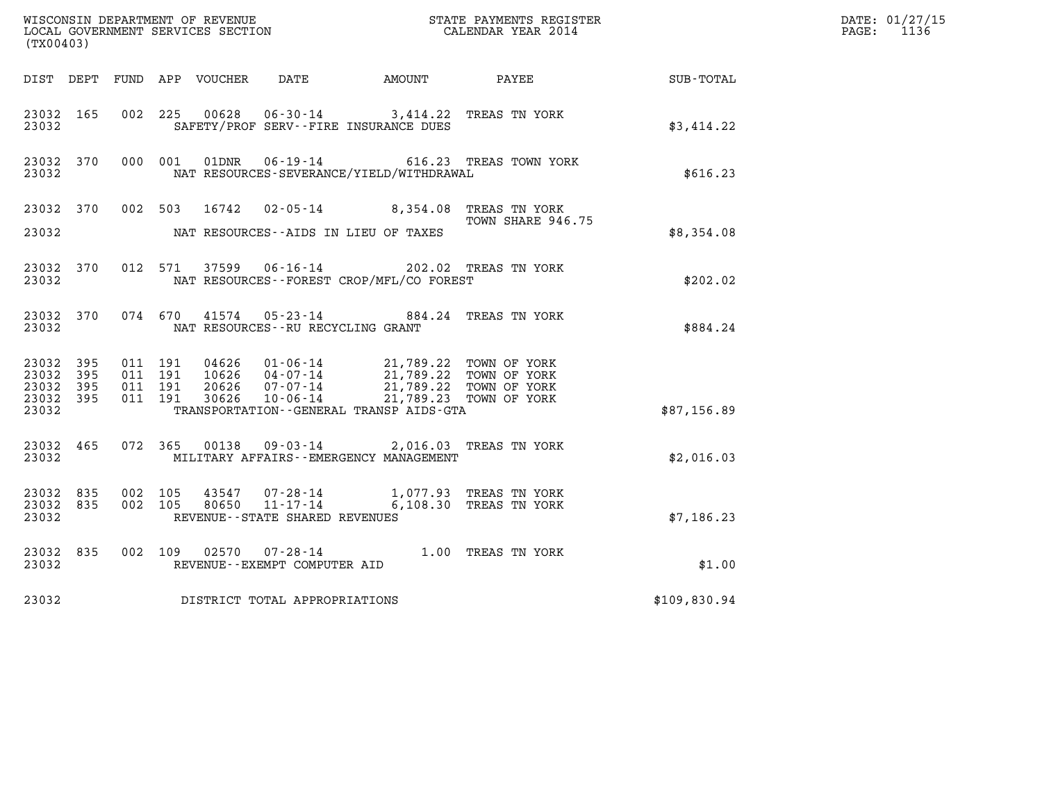WISCONSIN DEPARTMENT OF REVENUE
LOCAL GOVERNMENT SERVICES SECTION
(TX00403)

STATE PAYMENTS REGISTER
CALENDAR YEAR 2014

DATE: 01/27/15
PAGE: 1136

| DIST | DEPT | FUND | APP | VOUCHER | DATE | AMOUNT | PAYEE | SUB-TOTAL |
|---|---|---|---|---|---|---|---|---|
| 23032 | 165 | 002 | 225 | 00628 | 06-30-14 | 3,414.22 | TREAS TN YORK | |
| 23032 | | | | | SAFETY/PROF SERV--FIRE INSURANCE DUES | | | $3,414.22 |
| 23032 | 370 | 000 | 001 | 01DNR | 06-19-14 | 616.23 | TREAS TOWN YORK | |
| 23032 | | | | | NAT RESOURCES-SEVERANCE/YIELD/WITHDRAWAL | | | $616.23 |
| 23032 | 370 | 002 | 503 | 16742 | 02-05-14 | 8,354.08 | TREAS TN YORK TOWN SHARE 946.75 | |
| 23032 | | | | | NAT RESOURCES--AIDS IN LIEU OF TAXES | | | $8,354.08 |
| 23032 | 370 | 012 | 571 | 37599 | 06-16-14 | 202.02 | TREAS TN YORK | |
| 23032 | | | | | NAT RESOURCES--FOREST CROP/MFL/CO FOREST | | | $202.02 |
| 23032 | 370 | 074 | 670 | 41574 | 05-23-14 | 884.24 | TREAS TN YORK | |
| 23032 | | | | | NAT RESOURCES--RU RECYCLING GRANT | | | $884.24 |
| 23032 | 395 | 011 | 191 | 04626 | 01-06-14 | 21,789.22 | TOWN OF YORK | |
| 23032 | 395 | 011 | 191 | 10626 | 04-07-14 | 21,789.22 | TOWN OF YORK | |
| 23032 | 395 | 011 | 191 | 20626 | 07-07-14 | 21,789.22 | TOWN OF YORK | |
| 23032 | 395 | 011 | 191 | 30626 | 10-06-14 | 21,789.23 | TOWN OF YORK | |
| 23032 | | | | | TRANSPORTATION--GENERAL TRANSP AIDS-GTA | | | $87,156.89 |
| 23032 | 465 | 072 | 365 | 00138 | 09-03-14 | 2,016.03 | TREAS TN YORK | |
| 23032 | | | | | MILITARY AFFAIRS--EMERGENCY MANAGEMENT | | | $2,016.03 |
| 23032 | 835 | 002 | 105 | 43547 | 07-28-14 | 1,077.93 | TREAS TN YORK | |
| 23032 | 835 | 002 | 105 | 80650 | 11-17-14 | 6,108.30 | TREAS TN YORK | |
| 23032 | | | | | REVENUE--STATE SHARED REVENUES | | | $7,186.23 |
| 23032 | 835 | 002 | 109 | 02570 | 07-28-14 | 1.00 | TREAS TN YORK | |
| 23032 | | | | | REVENUE--EXEMPT COMPUTER AID | | | $1.00 |
| 23032 | | | | | DISTRICT TOTAL APPROPRIATIONS | | | $109,830.94 |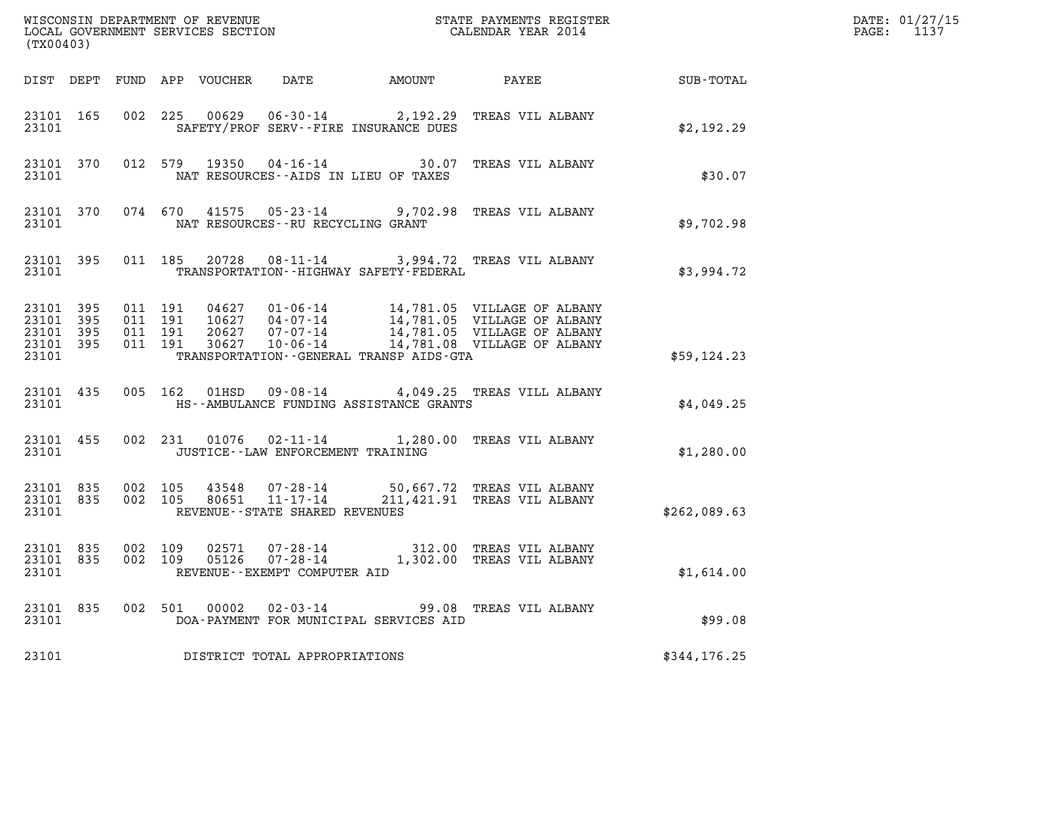WISCONSIN DEPARTMENT OF REVENUE
LOCAL GOVERNMENT SERVICES SECTION
(TX00403)

STATE PAYMENTS REGISTER
CALENDAR YEAR 2014

DATE: 01/27/15
PAGE: 1137

| DIST | DEPT | FUND | APP | VOUCHER | DATE | AMOUNT | PAYEE | SUB-TOTAL |
|---|---|---|---|---|---|---|---|---|
| 23101 | 165 | 002 | 225 | 00629 | 06-30-14 | 2,192.29 | TREAS VIL ALBANY | |
| 23101 | | | | SAFETY/PROF SERV--FIRE INSURANCE DUES | | | | $2,192.29 |
| 23101 | 370 | 012 | 579 | 19350 | 04-16-14 | 30.07 | TREAS VIL ALBANY | |
| 23101 | | | | NAT RESOURCES--AIDS IN LIEU OF TAXES | | | | $30.07 |
| 23101 | 370 | 074 | 670 | 41575 | 05-23-14 | 9,702.98 | TREAS VIL ALBANY | |
| 23101 | | | | NAT RESOURCES--RU RECYCLING GRANT | | | | $9,702.98 |
| 23101 | 395 | 011 | 185 | 20728 | 08-11-14 | 3,994.72 | TREAS VIL ALBANY | |
| 23101 | | | | TRANSPORTATION--HIGHWAY SAFETY-FEDERAL | | | | $3,994.72 |
| 23101 | 395 | 011 | 191 | 04627 | 01-06-14 | 14,781.05 | VILLAGE OF ALBANY | |
| 23101 | 395 | 011 | 191 | 10627 | 04-07-14 | 14,781.05 | VILLAGE OF ALBANY | |
| 23101 | 395 | 011 | 191 | 20627 | 07-07-14 | 14,781.05 | VILLAGE OF ALBANY | |
| 23101 | 395 | 011 | 191 | 30627 | 10-06-14 | 14,781.08 | VILLAGE OF ALBANY | |
| 23101 | | | | TRANSPORTATION--GENERAL TRANSP AIDS-GTA | | | | $59,124.23 |
| 23101 | 435 | 005 | 162 | 01HSD | 09-08-14 | 4,049.25 | TREAS VILL ALBANY | |
| 23101 | | | | HS--AMBULANCE FUNDING ASSISTANCE GRANTS | | | | $4,049.25 |
| 23101 | 455 | 002 | 231 | 01076 | 02-11-14 | 1,280.00 | TREAS VIL ALBANY | |
| 23101 | | | | JUSTICE--LAW ENFORCEMENT TRAINING | | | | $1,280.00 |
| 23101 | 835 | 002 | 105 | 43548 | 07-28-14 | 50,667.72 | TREAS VIL ALBANY | |
| 23101 | 835 | 002 | 105 | 80651 | 11-17-14 | 211,421.91 | TREAS VIL ALBANY | |
| 23101 | | | | REVENUE--STATE SHARED REVENUES | | | | $262,089.63 |
| 23101 | 835 | 002 | 109 | 02571 | 07-28-14 | 312.00 | TREAS VIL ALBANY | |
| 23101 | 835 | 002 | 109 | 05126 | 07-28-14 | 1,302.00 | TREAS VIL ALBANY | |
| 23101 | | | | REVENUE--EXEMPT COMPUTER AID | | | | $1,614.00 |
| 23101 | 835 | 002 | 501 | 00002 | 02-03-14 | 99.08 | TREAS VIL ALBANY | |
| 23101 | | | | DOA-PAYMENT FOR MUNICIPAL SERVICES AID | | | | $99.08 |
| 23101 | | | | DISTRICT TOTAL APPROPRIATIONS | | | | $344,176.25 |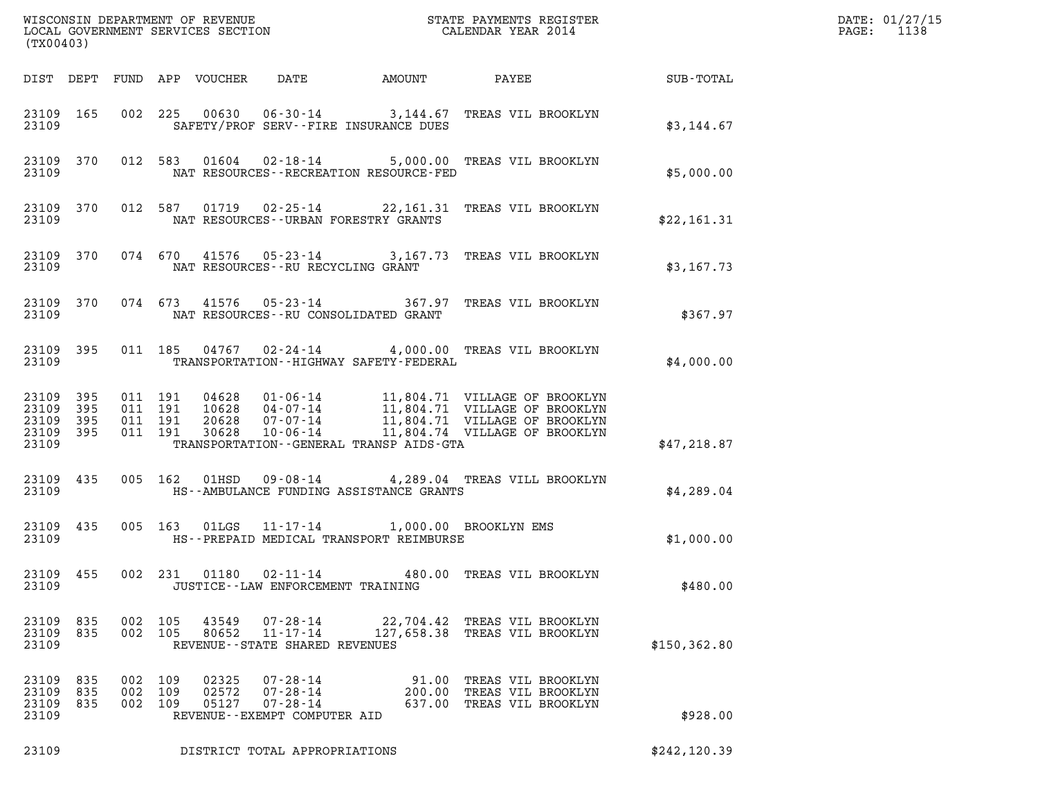WISCONSIN DEPARTMENT OF REVENUE
LOCAL GOVERNMENT SERVICES SECTION
(TX00403)

STATE PAYMENTS REGISTER
CALENDAR YEAR 2014

DATE: 01/27/15
PAGE: 1138

| DIST | DEPT | FUND | APP | VOUCHER | DATE | AMOUNT | PAYEE | SUB-TOTAL |
|---|---|---|---|---|---|---|---|---|
| 23109 | 165 | 002 | 225 | 00630 | 06-30-14 | 3,144.67 | TREAS VIL BROOKLYN | |
| 23109 | | | | | SAFETY/PROF SERV--FIRE INSURANCE DUES | | | $3,144.67 |
| 23109 | 370 | 012 | 583 | 01604 | 02-18-14 | 5,000.00 | TREAS VIL BROOKLYN | |
| 23109 | | | | | NAT RESOURCES--RECREATION RESOURCE-FED | | | $5,000.00 |
| 23109 | 370 | 012 | 587 | 01719 | 02-25-14 | 22,161.31 | TREAS VIL BROOKLYN | |
| 23109 | | | | | NAT RESOURCES--URBAN FORESTRY GRANTS | | | $22,161.31 |
| 23109 | 370 | 074 | 670 | 41576 | 05-23-14 | 3,167.73 | TREAS VIL BROOKLYN | |
| 23109 | | | | | NAT RESOURCES--RU RECYCLING GRANT | | | $3,167.73 |
| 23109 | 370 | 074 | 673 | 41576 | 05-23-14 | 367.97 | TREAS VIL BROOKLYN | |
| 23109 | | | | | NAT RESOURCES--RU CONSOLIDATED GRANT | | | $367.97 |
| 23109 | 395 | 011 | 185 | 04767 | 02-24-14 | 4,000.00 | TREAS VIL BROOKLYN | |
| 23109 | | | | | TRANSPORTATION--HIGHWAY SAFETY-FEDERAL | | | $4,000.00 |
| 23109 | 395 | 011 | 191 | 04628 | 01-06-14 | 11,804.71 | VILLAGE OF BROOKLYN | |
| 23109 | 395 | 011 | 191 | 10628 | 04-07-14 | 11,804.71 | VILLAGE OF BROOKLYN | |
| 23109 | 395 | 011 | 191 | 20628 | 07-07-14 | 11,804.71 | VILLAGE OF BROOKLYN | |
| 23109 | 395 | 011 | 191 | 30628 | 10-06-14 | 11,804.74 | VILLAGE OF BROOKLYN | |
| 23109 | | | | | TRANSPORTATION--GENERAL TRANSP AIDS-GTA | | | $47,218.87 |
| 23109 | 435 | 005 | 162 | 01HSD | 09-08-14 | 4,289.04 | TREAS VILL BROOKLYN | |
| 23109 | | | | | HS--AMBULANCE FUNDING ASSISTANCE GRANTS | | | $4,289.04 |
| 23109 | 435 | 005 | 163 | 01LGS | 11-17-14 | 1,000.00 | BROOKLYN EMS | |
| 23109 | | | | | HS--PREPAID MEDICAL TRANSPORT REIMBURSE | | | $1,000.00 |
| 23109 | 455 | 002 | 231 | 01180 | 02-11-14 | 480.00 | TREAS VIL BROOKLYN | |
| 23109 | | | | | JUSTICE--LAW ENFORCEMENT TRAINING | | | $480.00 |
| 23109 | 835 | 002 | 105 | 43549 | 07-28-14 | 22,704.42 | TREAS VIL BROOKLYN | |
| 23109 | 835 | 002 | 105 | 80652 | 11-17-14 | 127,658.38 | TREAS VIL BROOKLYN | |
| 23109 | | | | | REVENUE--STATE SHARED REVENUES | | | $150,362.80 |
| 23109 | 835 | 002 | 109 | 02325 | 07-28-14 | 91.00 | TREAS VIL BROOKLYN | |
| 23109 | 835 | 002 | 109 | 02572 | 07-28-14 | 200.00 | TREAS VIL BROOKLYN | |
| 23109 | 835 | 002 | 109 | 05127 | 07-28-14 | 637.00 | TREAS VIL BROOKLYN | |
| 23109 | | | | | REVENUE--EXEMPT COMPUTER AID | | | $928.00 |
| 23109 | | | | | DISTRICT TOTAL APPROPRIATIONS | | | $242,120.39 |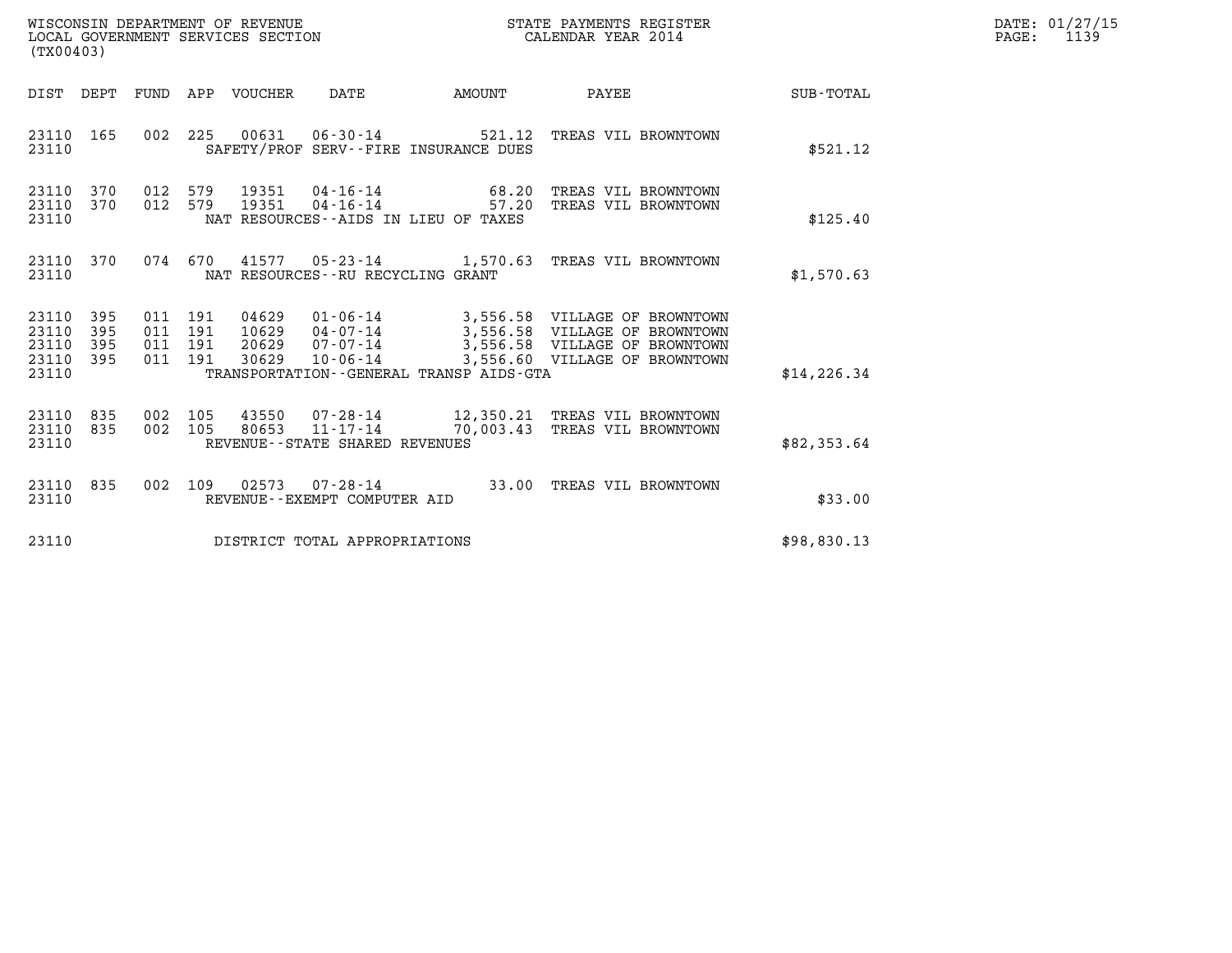WISCONSIN DEPARTMENT OF REVENUE
LOCAL GOVERNMENT SERVICES SECTION
(TX00403)

STATE PAYMENTS REGISTER
CALENDAR YEAR 2014

DATE: 01/27/15
PAGE: 1139

| DIST | DEPT | FUND | APP | VOUCHER | DATE | AMOUNT | PAYEE | SUB-TOTAL |
|---|---|---|---|---|---|---|---|---|
| 23110 | 165 | 002 | 225 | 00631 | 06-30-14 | 521.12 | TREAS VIL BROWNTOWN | |
| 23110 | | | | | SAFETY/PROF SERV--FIRE INSURANCE DUES | | | $521.12 |
| 23110 | 370 | 012 | 579 | 19351 | 04-16-14 | 68.20 | TREAS VIL BROWNTOWN | |
| 23110 | 370 | 012 | 579 | 19351 | 04-16-14 | 57.20 | TREAS VIL BROWNTOWN | |
| 23110 | | | | | NAT RESOURCES--AIDS IN LIEU OF TAXES | | | $125.40 |
| 23110 | 370 | 074 | 670 | 41577 | 05-23-14 | 1,570.63 | TREAS VIL BROWNTOWN | |
| 23110 | | | | | NAT RESOURCES--RU RECYCLING GRANT | | | $1,570.63 |
| 23110 | 395 | 011 | 191 | 04629 | 01-06-14 | 3,556.58 | VILLAGE OF BROWNTOWN | |
| 23110 | 395 | 011 | 191 | 10629 | 04-07-14 | 3,556.58 | VILLAGE OF BROWNTOWN | |
| 23110 | 395 | 011 | 191 | 20629 | 07-07-14 | 3,556.58 | VILLAGE OF BROWNTOWN | |
| 23110 | 395 | 011 | 191 | 30629 | 10-06-14 | 3,556.60 | VILLAGE OF BROWNTOWN | |
| 23110 | | | | | TRANSPORTATION--GENERAL TRANSP AIDS-GTA | | | $14,226.34 |
| 23110 | 835 | 002 | 105 | 43550 | 07-28-14 | 12,350.21 | TREAS VIL BROWNTOWN | |
| 23110 | 835 | 002 | 105 | 80653 | 11-17-14 | 70,003.43 | TREAS VIL BROWNTOWN | |
| 23110 | | | | | REVENUE--STATE SHARED REVENUES | | | $82,353.64 |
| 23110 | 835 | 002 | 109 | 02573 | 07-28-14 | 33.00 | TREAS VIL BROWNTOWN | |
| 23110 | | | | | REVENUE--EXEMPT COMPUTER AID | | | $33.00 |
| 23110 | | | | | DISTRICT TOTAL APPROPRIATIONS | | | $98,830.13 |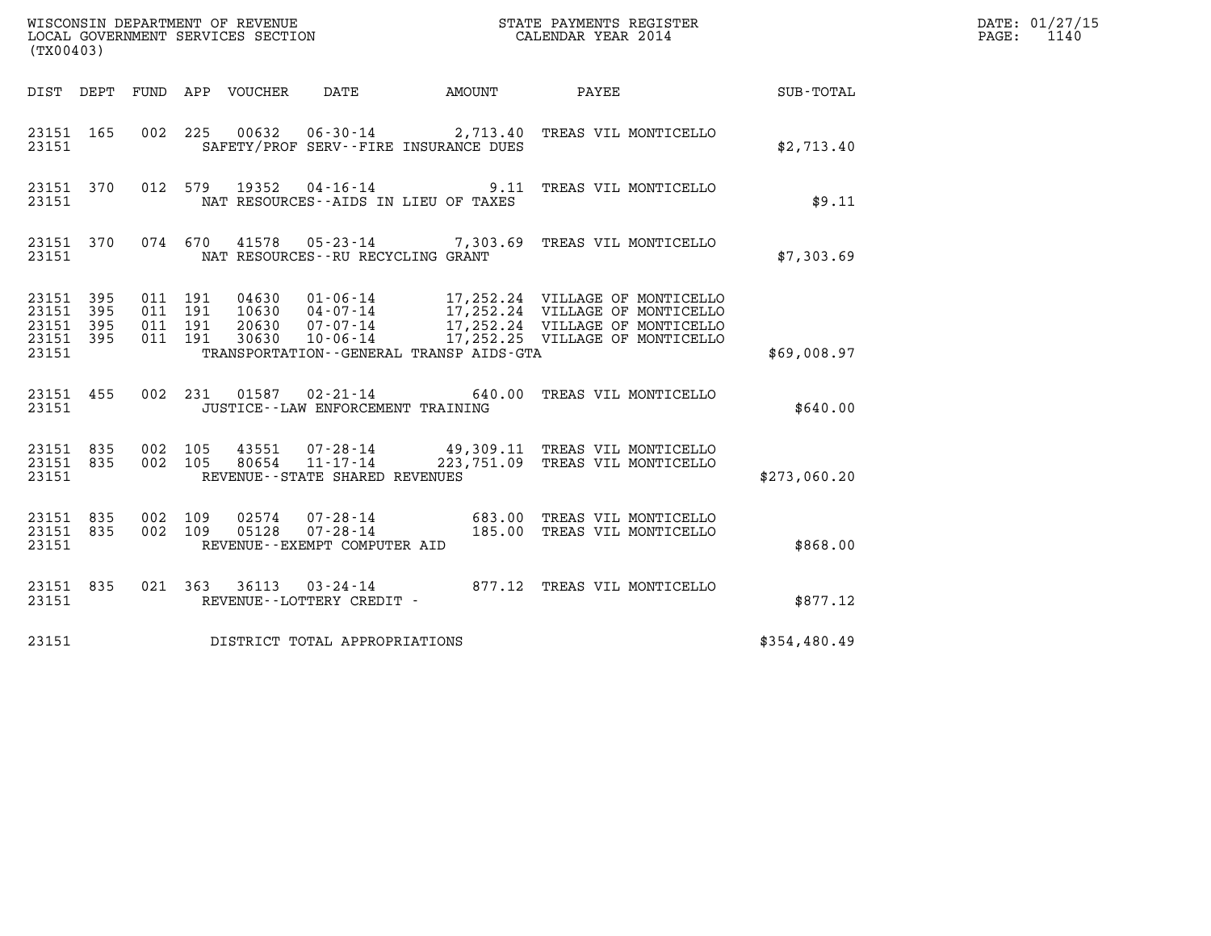WISCONSIN DEPARTMENT OF REVENUE
LOCAL GOVERNMENT SERVICES SECTION
(TX00403)

STATE PAYMENTS REGISTER
CALENDAR YEAR 2014

DATE: 01/27/15
PAGE: 1140

| DIST | DEPT | FUND | APP | VOUCHER | DATE | AMOUNT | PAYEE | SUB-TOTAL |
|---|---|---|---|---|---|---|---|---|
| 23151 | 165 | 002 | 225 | 00632 | 06-30-14 | 2,713.40 | TREAS VIL MONTICELLO | |
| 23151 | | | | | SAFETY/PROF SERV--FIRE INSURANCE DUES | | | $2,713.40 |
| 23151 | 370 | 012 | 579 | 19352 | 04-16-14 | 9.11 | TREAS VIL MONTICELLO | |
| 23151 | | | | | NAT RESOURCES--AIDS IN LIEU OF TAXES | | | $9.11 |
| 23151 | 370 | 074 | 670 | 41578 | 05-23-14 | 7,303.69 | TREAS VIL MONTICELLO | |
| 23151 | | | | | NAT RESOURCES--RU RECYCLING GRANT | | | $7,303.69 |
| 23151 | 395 | 011 | 191 | 04630 | 01-06-14 | 17,252.24 | VILLAGE OF MONTICELLO | |
| 23151 | 395 | 011 | 191 | 10630 | 04-07-14 | 17,252.24 | VILLAGE OF MONTICELLO | |
| 23151 | 395 | 011 | 191 | 20630 | 07-07-14 | 17,252.24 | VILLAGE OF MONTICELLO | |
| 23151 | 395 | 011 | 191 | 30630 | 10-06-14 | 17,252.25 | VILLAGE OF MONTICELLO | |
| 23151 | | | | | TRANSPORTATION--GENERAL TRANSP AIDS-GTA | | | $69,008.97 |
| 23151 | 455 | 002 | 231 | 01587 | 02-21-14 | 640.00 | TREAS VIL MONTICELLO | |
| 23151 | | | | | JUSTICE--LAW ENFORCEMENT TRAINING | | | $640.00 |
| 23151 | 835 | 002 | 105 | 43551 | 07-28-14 | 49,309.11 | TREAS VIL MONTICELLO | |
| 23151 | 835 | 002 | 105 | 80654 | 11-17-14 | 223,751.09 | TREAS VIL MONTICELLO | |
| 23151 | | | | | REVENUE--STATE SHARED REVENUES | | | $273,060.20 |
| 23151 | 835 | 002 | 109 | 02574 | 07-28-14 | 683.00 | TREAS VIL MONTICELLO | |
| 23151 | 835 | 002 | 109 | 05128 | 07-28-14 | 185.00 | TREAS VIL MONTICELLO | |
| 23151 | | | | | REVENUE--EXEMPT COMPUTER AID | | | $868.00 |
| 23151 | 835 | 021 | 363 | 36113 | 03-24-14 | 877.12 | TREAS VIL MONTICELLO | |
| 23151 | | | | | REVENUE--LOTTERY CREDIT - | | | $877.12 |
| 23151 | | | | | DISTRICT TOTAL APPROPRIATIONS | | | $354,480.49 |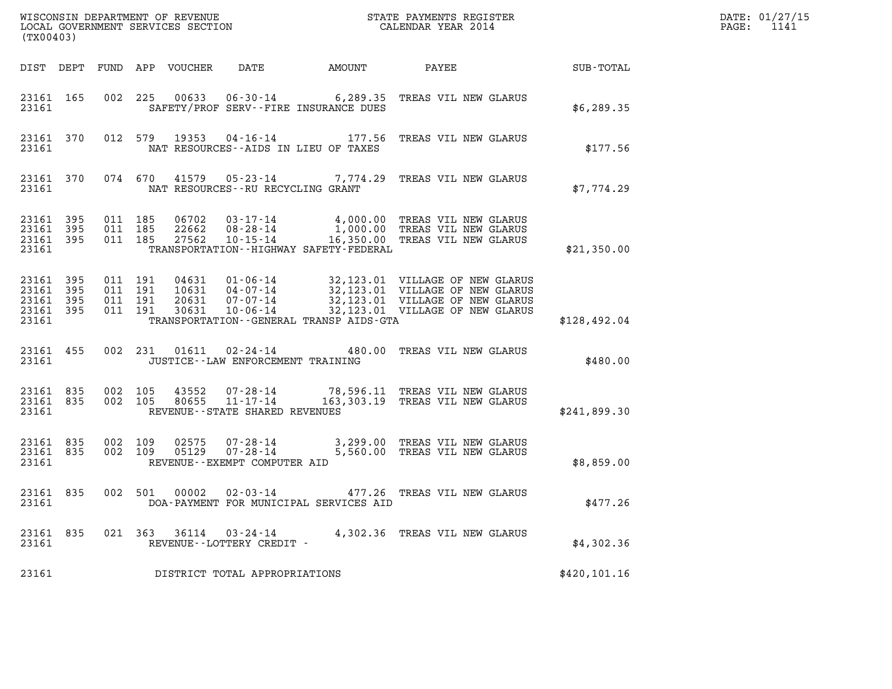WISCONSIN DEPARTMENT OF REVENUE
LOCAL GOVERNMENT SERVICES SECTION
(TX00403)

STATE PAYMENTS REGISTER
CALENDAR YEAR 2014

DATE: 01/27/15
PAGE: 1141

| DIST | DEPT | FUND | APP | VOUCHER | DATE | AMOUNT | PAYEE | SUB-TOTAL |
|---|---|---|---|---|---|---|---|---|
| 23161 | 165 | 002 | 225 | 00633 | 06-30-14 | 6,289.35 | TREAS VIL NEW GLARUS | |
| 23161 | | | | | SAFETY/PROF SERV--FIRE INSURANCE DUES | | | $6,289.35 |
| 23161 | 370 | 012 | 579 | 19353 | 04-16-14 | 177.56 | TREAS VIL NEW GLARUS | |
| 23161 | | | | | NAT RESOURCES--AIDS IN LIEU OF TAXES | | | $177.56 |
| 23161 | 370 | 074 | 670 | 41579 | 05-23-14 | 7,774.29 | TREAS VIL NEW GLARUS | |
| 23161 | | | | | NAT RESOURCES--RU RECYCLING GRANT | | | $7,774.29 |
| 23161 | 395 | 011 | 185 | 06702 | 03-17-14 | 4,000.00 | TREAS VIL NEW GLARUS | |
| 23161 | 395 | 011 | 185 | 22662 | 08-28-14 | 1,000.00 | TREAS VIL NEW GLARUS | |
| 23161 | 395 | 011 | 185 | 27562 | 10-15-14 | 16,350.00 | TREAS VIL NEW GLARUS | |
| 23161 | | | | | TRANSPORTATION--HIGHWAY SAFETY-FEDERAL | | | $21,350.00 |
| 23161 | 395 | 011 | 191 | 04631 | 01-06-14 | 32,123.01 | VILLAGE OF NEW GLARUS | |
| 23161 | 395 | 011 | 191 | 10631 | 04-07-14 | 32,123.01 | VILLAGE OF NEW GLARUS | |
| 23161 | 395 | 011 | 191 | 20631 | 07-07-14 | 32,123.01 | VILLAGE OF NEW GLARUS | |
| 23161 | 395 | 011 | 191 | 30631 | 10-06-14 | 32,123.01 | VILLAGE OF NEW GLARUS | |
| 23161 | | | | | TRANSPORTATION--GENERAL TRANSP AIDS-GTA | | | $128,492.04 |
| 23161 | 455 | 002 | 231 | 01611 | 02-24-14 | 480.00 | TREAS VIL NEW GLARUS | |
| 23161 | | | | | JUSTICE--LAW ENFORCEMENT TRAINING | | | $480.00 |
| 23161 | 835 | 002 | 105 | 43552 | 07-28-14 | 78,596.11 | TREAS VIL NEW GLARUS | |
| 23161 | 835 | 002 | 105 | 80655 | 11-17-14 | 163,303.19 | TREAS VIL NEW GLARUS | |
| 23161 | | | | | REVENUE--STATE SHARED REVENUES | | | $241,899.30 |
| 23161 | 835 | 002 | 109 | 02575 | 07-28-14 | 3,299.00 | TREAS VIL NEW GLARUS | |
| 23161 | 835 | 002 | 109 | 05129 | 07-28-14 | 5,560.00 | TREAS VIL NEW GLARUS | |
| 23161 | | | | | REVENUE--EXEMPT COMPUTER AID | | | $8,859.00 |
| 23161 | 835 | 002 | 501 | 00002 | 02-03-14 | 477.26 | TREAS VIL NEW GLARUS | |
| 23161 | | | | | DOA-PAYMENT FOR MUNICIPAL SERVICES AID | | | $477.26 |
| 23161 | 835 | 021 | 363 | 36114 | 03-24-14 | 4,302.36 | TREAS VIL NEW GLARUS | |
| 23161 | | | | | REVENUE--LOTTERY CREDIT - | | | $4,302.36 |
| 23161 | | | | | DISTRICT TOTAL APPROPRIATIONS | | | $420,101.16 |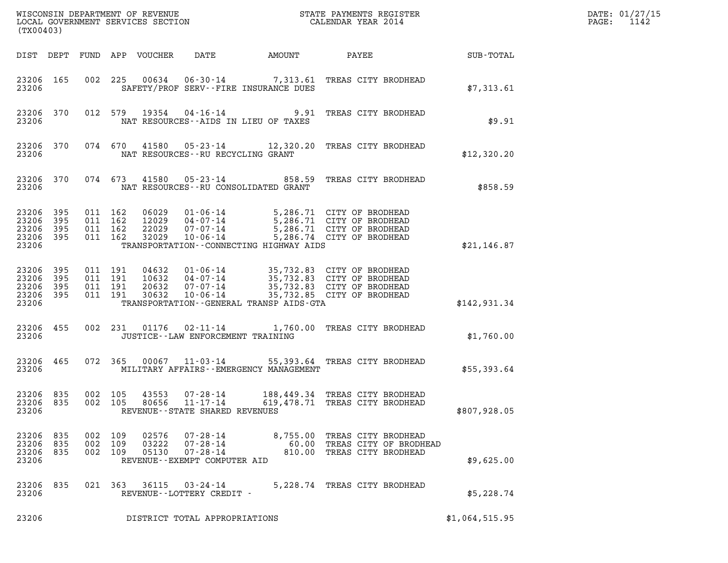WISCONSIN DEPARTMENT OF REVENUE
LOCAL GOVERNMENT SERVICES SECTION
(TX00403)

STATE PAYMENTS REGISTER
CALENDAR YEAR 2014

DATE: 01/27/15
PAGE: 1142

| DIST | DEPT | FUND | APP | VOUCHER | DATE | AMOUNT | PAYEE | SUB-TOTAL |
|---|---|---|---|---|---|---|---|---|
| 23206 | 165 | 002 | 225 | 00634 | 06-30-14 | 7,313.61 | TREAS CITY BRODHEAD | |
| 23206 | | | | | SAFETY/PROF SERV--FIRE INSURANCE DUES | | | $7,313.61 |
| 23206 | 370 | 012 | 579 | 19354 | 04-16-14 | 9.91 | TREAS CITY BRODHEAD | |
| 23206 | | | | | NAT RESOURCES--AIDS IN LIEU OF TAXES | | | $9.91 |
| 23206 | 370 | 074 | 670 | 41580 | 05-23-14 | 12,320.20 | TREAS CITY BRODHEAD | |
| 23206 | | | | | NAT RESOURCES--RU RECYCLING GRANT | | | $12,320.20 |
| 23206 | 370 | 074 | 673 | 41580 | 05-23-14 | 858.59 | TREAS CITY BRODHEAD | |
| 23206 | | | | | NAT RESOURCES--RU CONSOLIDATED GRANT | | | $858.59 |
| 23206 | 395 | 011 | 162 | 06029 | 01-06-14 | 5,286.71 | CITY OF BRODHEAD | |
| 23206 | 395 | 011 | 162 | 12029 | 04-07-14 | 5,286.71 | CITY OF BRODHEAD | |
| 23206 | 395 | 011 | 162 | 22029 | 07-07-14 | 5,286.71 | CITY OF BRODHEAD | |
| 23206 | 395 | 011 | 162 | 32029 | 10-06-14 | 5,286.74 | CITY OF BRODHEAD | |
| 23206 | | | | | TRANSPORTATION--CONNECTING HIGHWAY AIDS | | | $21,146.87 |
| 23206 | 395 | 011 | 191 | 04632 | 01-06-14 | 35,732.83 | CITY OF BRODHEAD | |
| 23206 | 395 | 011 | 191 | 10632 | 04-07-14 | 35,732.83 | CITY OF BRODHEAD | |
| 23206 | 395 | 011 | 191 | 20632 | 07-07-14 | 35,732.83 | CITY OF BRODHEAD | |
| 23206 | 395 | 011 | 191 | 30632 | 10-06-14 | 35,732.85 | CITY OF BRODHEAD | |
| 23206 | | | | | TRANSPORTATION--GENERAL TRANSP AIDS-GTA | | | $142,931.34 |
| 23206 | 455 | 002 | 231 | 01176 | 02-11-14 | 1,760.00 | TREAS CITY BRODHEAD | |
| 23206 | | | | | JUSTICE--LAW ENFORCEMENT TRAINING | | | $1,760.00 |
| 23206 | 465 | 072 | 365 | 00067 | 11-03-14 | 55,393.64 | TREAS CITY BRODHEAD | |
| 23206 | | | | | MILITARY AFFAIRS--EMERGENCY MANAGEMENT | | | $55,393.64 |
| 23206 | 835 | 002 | 105 | 43553 | 07-28-14 | 188,449.34 | TREAS CITY BRODHEAD | |
| 23206 | 835 | 002 | 105 | 80656 | 11-17-14 | 619,478.71 | TREAS CITY BRODHEAD | |
| 23206 | | | | | REVENUE--STATE SHARED REVENUES | | | $807,928.05 |
| 23206 | 835 | 002 | 109 | 02576 | 07-28-14 | 8,755.00 | TREAS CITY BRODHEAD | |
| 23206 | 835 | 002 | 109 | 03222 | 07-28-14 | 60.00 | TREAS CITY OF BRODHEAD | |
| 23206 | 835 | 002 | 109 | 05130 | 07-28-14 | 810.00 | TREAS CITY BRODHEAD | |
| 23206 | | | | | REVENUE--EXEMPT COMPUTER AID | | | $9,625.00 |
| 23206 | 835 | 021 | 363 | 36115 | 03-24-14 | 5,228.74 | TREAS CITY BRODHEAD | |
| 23206 | | | | | REVENUE--LOTTERY CREDIT - | | | $5,228.74 |
| 23206 | | | | | DISTRICT TOTAL APPROPRIATIONS | | | $1,064,515.95 |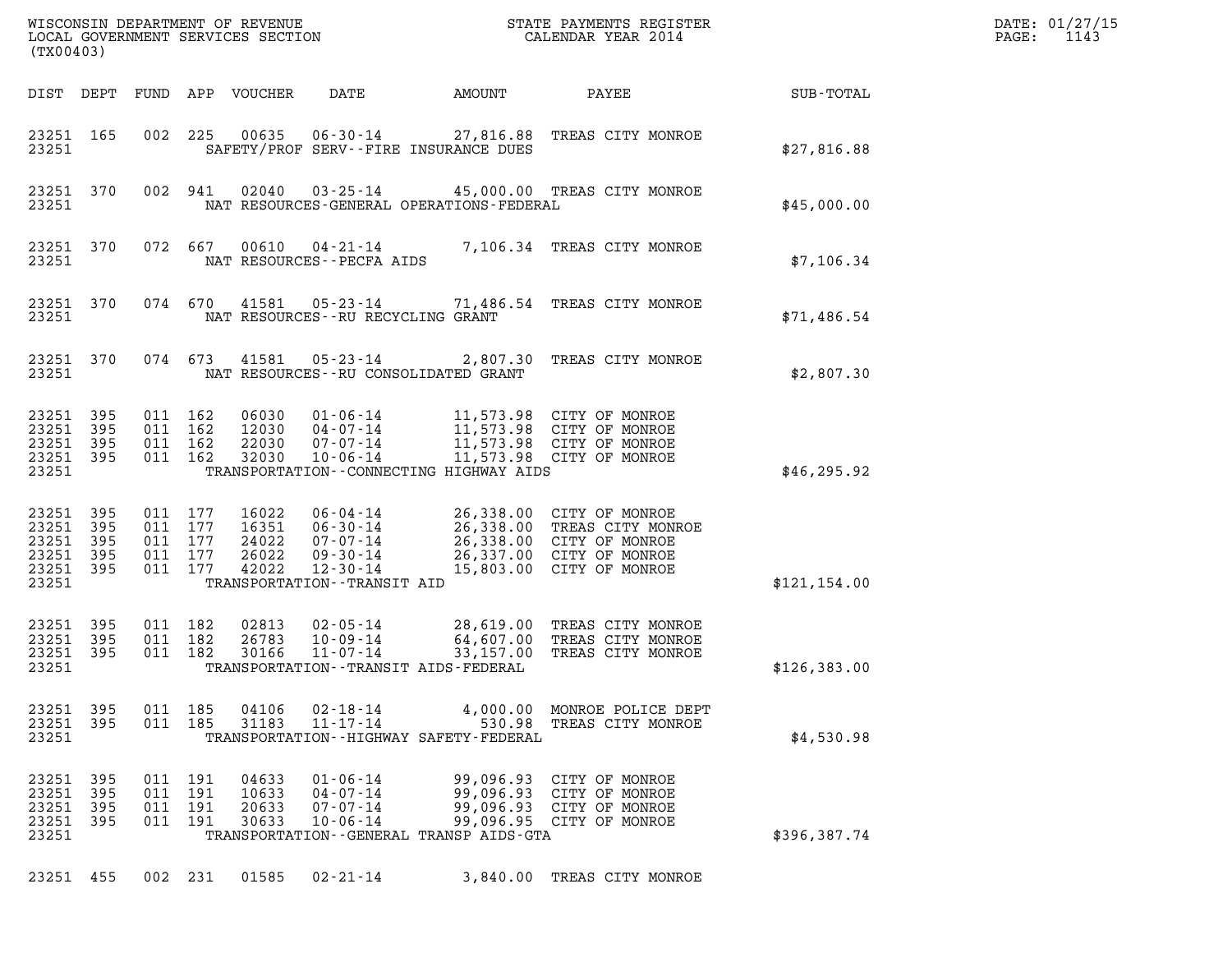WISCONSIN DEPARTMENT OF REVENUE
LOCAL GOVERNMENT SERVICES SECTION
(TX00403)

STATE PAYMENTS REGISTER
CALENDAR YEAR 2014

DATE: 01/27/15
PAGE: 1143

| DIST | DEPT | FUND | APP | VOUCHER | DATE | AMOUNT | PAYEE | SUB-TOTAL |
|---|---|---|---|---|---|---|---|---|
| 23251 | 165 | 002 | 225 | 00635 | 06-30-14 | 27,816.88 | TREAS CITY MONROE | |
| 23251 | | | | | SAFETY/PROF SERV--FIRE INSURANCE DUES | | | $27,816.88 |
| 23251 | 370 | 002 | 941 | 02040 | 03-25-14 | 45,000.00 | TREAS CITY MONROE | |
| 23251 | | | | | NAT RESOURCES-GENERAL OPERATIONS-FEDERAL | | | $45,000.00 |
| 23251 | 370 | 072 | 667 | 00610 | 04-21-14 | 7,106.34 | TREAS CITY MONROE | |
| 23251 | | | | | NAT RESOURCES--PECFA AIDS | | | $7,106.34 |
| 23251 | 370 | 074 | 670 | 41581 | 05-23-14 | 71,486.54 | TREAS CITY MONROE | |
| 23251 | | | | | NAT RESOURCES--RU RECYCLING GRANT | | | $71,486.54 |
| 23251 | 370 | 074 | 673 | 41581 | 05-23-14 | 2,807.30 | TREAS CITY MONROE | |
| 23251 | | | | | NAT RESOURCES--RU CONSOLIDATED GRANT | | | $2,807.30 |
| 23251 | 395 | 011 | 162 | 06030 | 01-06-14 | 11,573.98 | CITY OF MONROE | |
| 23251 | 395 | 011 | 162 | 12030 | 04-07-14 | 11,573.98 | CITY OF MONROE | |
| 23251 | 395 | 011 | 162 | 22030 | 07-07-14 | 11,573.98 | CITY OF MONROE | |
| 23251 | 395 | 011 | 162 | 32030 | 10-06-14 | 11,573.98 | CITY OF MONROE | |
| 23251 | | | | | TRANSPORTATION--CONNECTING HIGHWAY AIDS | | | $46,295.92 |
| 23251 | 395 | 011 | 177 | 16022 | 06-04-14 | 26,338.00 | CITY OF MONROE | |
| 23251 | 395 | 011 | 177 | 16351 | 06-30-14 | 26,338.00 | TREAS CITY MONROE | |
| 23251 | 395 | 011 | 177 | 24022 | 07-07-14 | 26,338.00 | CITY OF MONROE | |
| 23251 | 395 | 011 | 177 | 26022 | 09-30-14 | 26,337.00 | CITY OF MONROE | |
| 23251 | 395 | 011 | 177 | 42022 | 12-30-14 | 15,803.00 | CITY OF MONROE | |
| 23251 | | | | | TRANSPORTATION--TRANSIT AID | | | $121,154.00 |
| 23251 | 395 | 011 | 182 | 02813 | 02-05-14 | 28,619.00 | TREAS CITY MONROE | |
| 23251 | 395 | 011 | 182 | 26783 | 10-09-14 | 64,607.00 | TREAS CITY MONROE | |
| 23251 | 395 | 011 | 182 | 30166 | 11-07-14 | 33,157.00 | TREAS CITY MONROE | |
| 23251 | | | | | TRANSPORTATION--TRANSIT AIDS-FEDERAL | | | $126,383.00 |
| 23251 | 395 | 011 | 185 | 04106 | 02-18-14 | 4,000.00 | MONROE POLICE DEPT | |
| 23251 | 395 | 011 | 185 | 31183 | 11-17-14 | 530.98 | TREAS CITY MONROE | |
| 23251 | | | | | TRANSPORTATION--HIGHWAY SAFETY-FEDERAL | | | $4,530.98 |
| 23251 | 395 | 011 | 191 | 04633 | 01-06-14 | 99,096.93 | CITY OF MONROE | |
| 23251 | 395 | 011 | 191 | 10633 | 04-07-14 | 99,096.93 | CITY OF MONROE | |
| 23251 | 395 | 011 | 191 | 20633 | 07-07-14 | 99,096.93 | CITY OF MONROE | |
| 23251 | 395 | 011 | 191 | 30633 | 10-06-14 | 99,096.95 | CITY OF MONROE | |
| 23251 | | | | | TRANSPORTATION--GENERAL TRANSP AIDS-GTA | | | $396,387.74 |
| 23251 | 455 | 002 | 231 | 01585 | 02-21-14 | 3,840.00 | TREAS CITY MONROE | |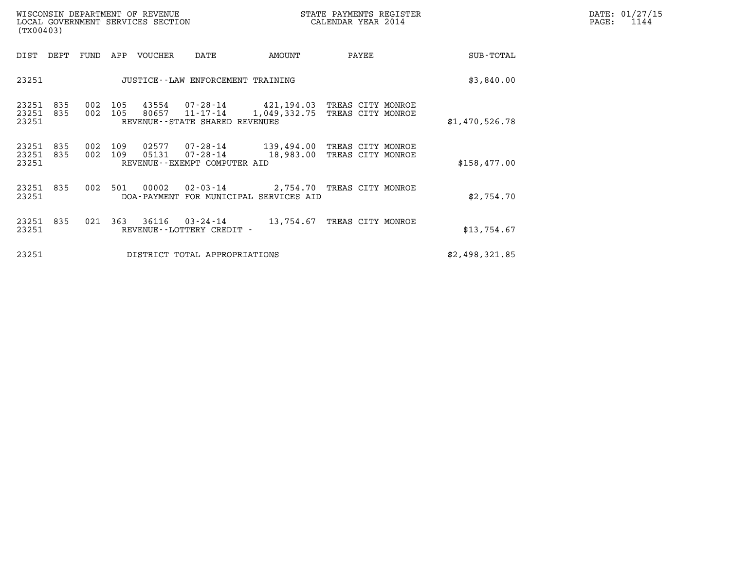| DIST | DEPT | FUND | APP | VOUCHER | DATE | AMOUNT | PAYEE | SUB-TOTAL |
|---|---|---|---|---|---|---|---|---|
| 23251 | | | | JUSTICE--LAW ENFORCEMENT TRAINING | | | | $3,840.00 |
| 23251 | 835 | 002 | 105 | 43554 | 07-28-14 | 421,194.03 | TREAS CITY MONROE | |
| 23251 | 835 | 002 | 105 | 80657 | 11-17-14 | 1,049,332.75 | TREAS CITY MONROE | |
| 23251 | | | | REVENUE--STATE SHARED REVENUES | | | | $1,470,526.78 |
| 23251 | 835 | 002 | 109 | 02577 | 07-28-14 | 139,494.00 | TREAS CITY MONROE | |
| 23251 | 835 | 002 | 109 | 05131 | 07-28-14 | 18,983.00 | TREAS CITY MONROE | |
| 23251 | | | | REVENUE--EXEMPT COMPUTER AID | | | | $158,477.00 |
| 23251 | 835 | 002 | 501 | 00002 | 02-03-14 | 2,754.70 | TREAS CITY MONROE | |
| 23251 | | | | DOA-PAYMENT FOR MUNICIPAL SERVICES AID | | | | $2,754.70 |
| 23251 | 835 | 021 | 363 | 36116 | 03-24-14 | 13,754.67 | TREAS CITY MONROE | |
| 23251 | | | | REVENUE--LOTTERY CREDIT - | | | | $13,754.67 |
| 23251 | | | | DISTRICT TOTAL APPROPRIATIONS | | | | $2,498,321.85 |